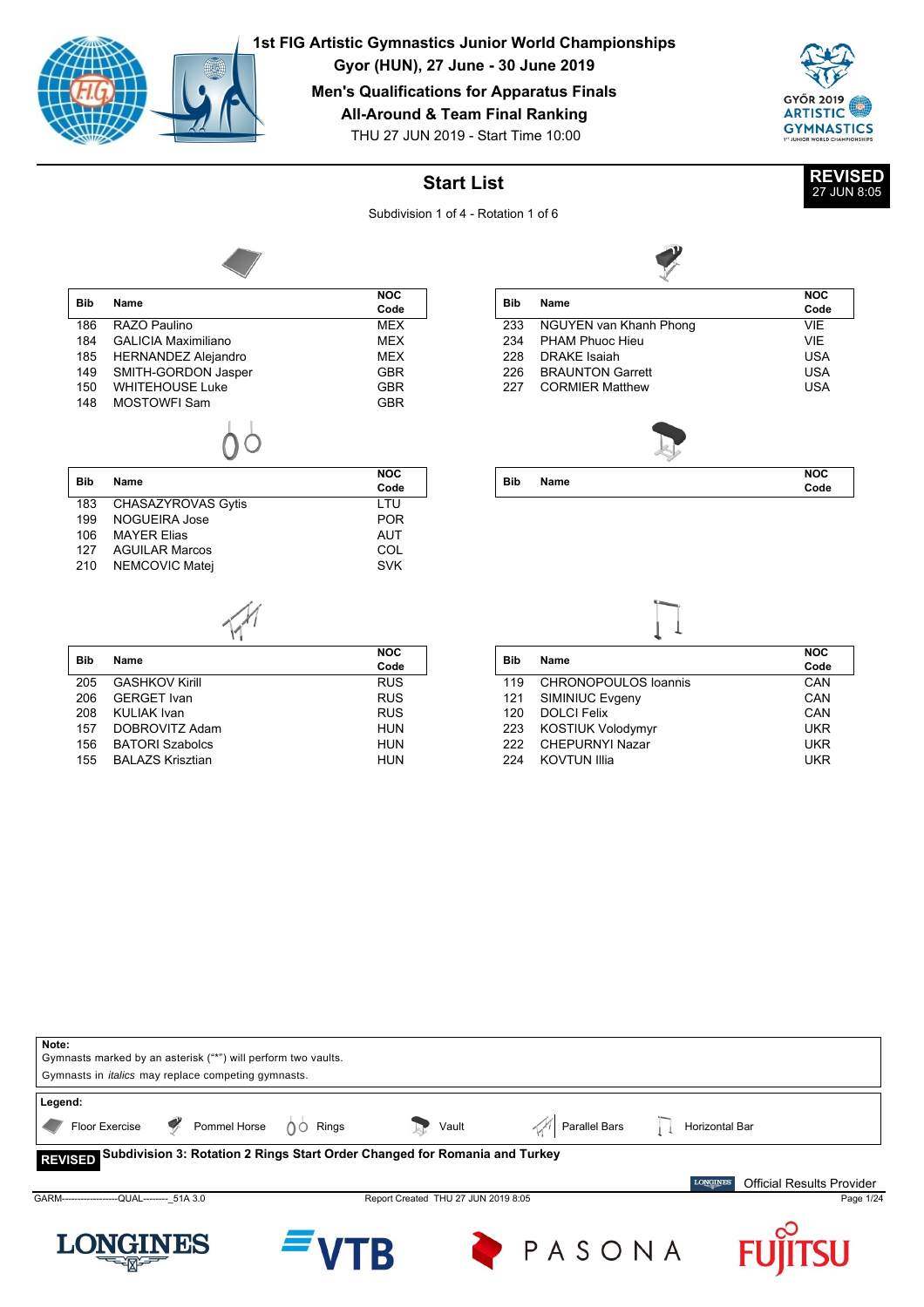# 1st FIG Artistic Gymnastics Junior World Championships

**Gyor (HUN), 27 June - 30 June 2019**

**Men's Qualifications for Apparatus Finals**

**All-Around & Team Final Ranking**

THU 27 JUN 2019 - Start Time 10:00

**REVISED** 27 JUN 8:05

## Start List

Subdivision 1 of 4 - Rotation 1 of 6

### Floor Exercise

| Bib | Name | NOC Code |
|---|---|---|
| 186 | RAZO Paulino | MEX |
| 184 | GALICIA Maximiliano | MEX |
| 185 | HERNANDEZ Alejandro | MEX |
| 149 | SMITH-GORDON Jasper | GBR |
| 150 | WHITEHOUSE Luke | GBR |
| 148 | MOSTOWFI Sam | GBR |

### Pommel Horse

| Bib | Name | NOC Code |
|---|---|---|
| 233 | NGUYEN van Khanh Phong | VIE |
| 234 | PHAM Phuoc Hieu | VIE |
| 228 | DRAKE Isaiah | USA |
| 226 | BRAUNTON Garrett | USA |
| 227 | CORMIER Matthew | USA |

### Rings

| Bib | Name | NOC Code |
|---|---|---|
| 183 | CHASAZYROVAS Gytis | LTU |
| 199 | NOGUEIRA Jose | POR |
| 106 | MAYER Elias | AUT |
| 127 | AGUILAR Marcos | COL |
| 210 | NEMCOVIC Matej | SVK |

### Vault

| Bib | Name | NOC Code |
|---|---|---|

### Parallel Bars

| Bib | Name | NOC Code |
|---|---|---|
| 205 | GASHKOV Kirill | RUS |
| 206 | GERGET Ivan | RUS |
| 208 | KULIAK Ivan | RUS |
| 157 | DOBROVITZ Adam | HUN |
| 156 | BATORI Szabolcs | HUN |
| 155 | BALAZS Krisztian | HUN |

### Horizontal Bar

| Bib | Name | NOC Code |
|---|---|---|
| 119 | CHRONOPOULOS Ioannis | CAN |
| 121 | SIMINIUC Evgeny | CAN |
| 120 | DOLCI Felix | CAN |
| 223 | KOSTIUK Volodymyr | UKR |
| 222 | CHEPURNYI Nazar | UKR |
| 224 | KOVTUN Illia | UKR |

**Note:**
Gymnasts marked by an asterisk ("*") will perform two vaults.
Gymnasts in *italics* may replace competing gymnasts.

**Legend:**
Floor Exercise, Pommel Horse, Rings, Vault, Parallel Bars, Horizontal Bar

**REVISED** **Subdivision 3: Rotation 2 Rings Start Order Changed for Romania and Turkey**

Official Results Provider

GARM------------------QUAL--------_51A 3.0 | Report Created THU 27 JUN 2019 8:05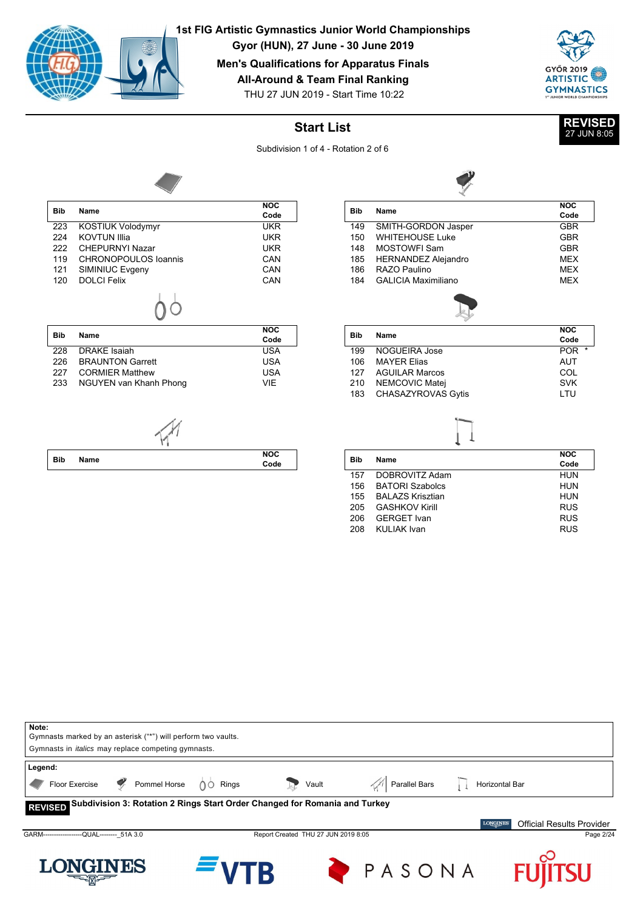# 1st FIG Artistic Gymnastics Junior World Championships

**Gyor (HUN), 27 June - 30 June 2019**

**Men's Qualifications for Apparatus Finals**

**All-Around & Team Final Ranking**

THU 27 JUN 2019 - Start Time 10:22

## Start List

**REVISED** 27 JUN 8:05

Subdivision 1 of 4 - Rotation 2 of 6

### Floor Exercise

| Bib | Name | NOC Code |
|---|---|---|
| 223 | KOSTIUK Volodymyr | UKR |
| 224 | KOVTUN Illia | UKR |
| 222 | CHEPURNYI Nazar | UKR |
| 119 | CHRONOPOULOS Ioannis | CAN |
| 121 | SIMINIUC Evgeny | CAN |
| 120 | DOLCI Felix | CAN |

### Pommel Horse

| Bib | Name | NOC Code |
|---|---|---|
| 149 | SMITH-GORDON Jasper | GBR |
| 150 | WHITEHOUSE Luke | GBR |
| 148 | MOSTOWFI Sam | GBR |
| 185 | HERNANDEZ Alejandro | MEX |
| 186 | RAZO Paulino | MEX |
| 184 | GALICIA Maximiliano | MEX |

### Rings

| Bib | Name | NOC Code |
|---|---|---|
| 228 | DRAKE Isaiah | USA |
| 226 | BRAUNTON Garrett | USA |
| 227 | CORMIER Matthew | USA |
| 233 | NGUYEN van Khanh Phong | VIE |

### Vault

| Bib | Name | NOC Code |
|---|---|---|
| 199 | NOGUEIRA Jose | POR * |
| 106 | MAYER Elias | AUT |
| 127 | AGUILAR Marcos | COL |
| 210 | NEMCOVIC Matej | SVK |
| 183 | CHASAZYROVAS Gytis | LTU |

### Parallel Bars

| Bib | Name | NOC Code |
|---|---|---|

### Horizontal Bar

| Bib | Name | NOC Code |
|---|---|---|
| 157 | DOBROVITZ Adam | HUN |
| 156 | BATORI Szabolcs | HUN |
| 155 | BALAZS Krisztian | HUN |
| 205 | GASHKOV Kirill | RUS |
| 206 | GERGET Ivan | RUS |
| 208 | KULIAK Ivan | RUS |

**Note:**
Gymnasts marked by an asterisk ("*") will perform two vaults.
Gymnasts in *italics* may replace competing gymnasts.

**Legend:**
Floor Exercise | Pommel Horse | Rings | Vault | Parallel Bars | Horizontal Bar

**REVISED** **Subdivision 3: Rotation 2 Rings Start Order Changed for Romania and Turkey**

Official Results Provider

GARM------------------QUAL--------_51A 3.0 | Report Created THU 27 JUN 2019 8:05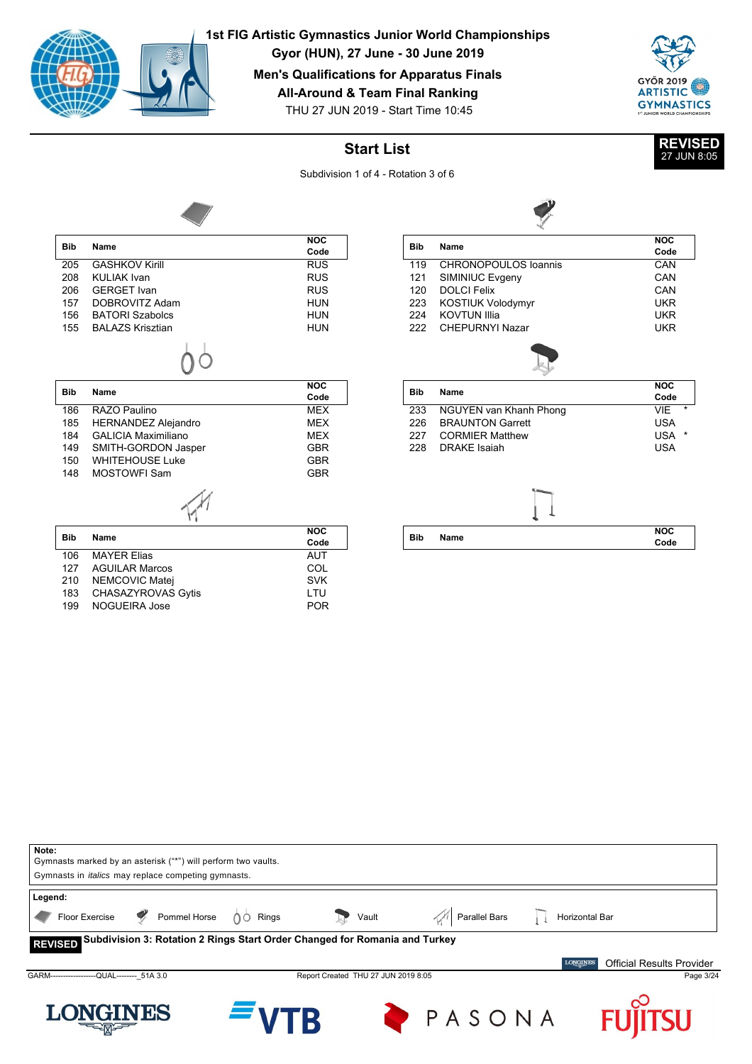# 1st FIG Artistic Gymnastics Junior World Championships

**Gyor (HUN), 27 June - 30 June 2019**

**Men's Qualifications for Apparatus Finals**

**All-Around & Team Final Ranking**

THU 27 JUN 2019 - Start Time 10:45

## Start List

**REVISED** 27 JUN 8:05

Subdivision 1 of 4 - Rotation 3 of 6

### Floor Exercise

| Bib | Name | NOC Code |
|---|---|---|
| 205 | GASHKOV Kirill | RUS |
| 208 | KULIAK Ivan | RUS |
| 206 | GERGET Ivan | RUS |
| 157 | DOBROVITZ Adam | HUN |
| 156 | BATORI Szabolcs | HUN |
| 155 | BALAZS Krisztian | HUN |

### Pommel Horse

| Bib | Name | NOC Code |
|---|---|---|
| 119 | CHRONOPOULOS Ioannis | CAN |
| 121 | SIMINIUC Evgeny | CAN |
| 120 | DOLCI Felix | CAN |
| 223 | KOSTIUK Volodymyr | UKR |
| 224 | KOVTUN Illia | UKR |
| 222 | CHEPURNYI Nazar | UKR |

### Rings

| Bib | Name | NOC Code |
|---|---|---|
| 186 | RAZO Paulino | MEX |
| 185 | HERNANDEZ Alejandro | MEX |
| 184 | GALICIA Maximiliano | MEX |
| 149 | SMITH-GORDON Jasper | GBR |
| 150 | WHITEHOUSE Luke | GBR |
| 148 | MOSTOWFI Sam | GBR |

### Vault

| Bib | Name | NOC Code |
|---|---|---|
| 233 | NGUYEN van Khanh Phong | VIE * |
| 226 | BRAUNTON Garrett | USA |
| 227 | CORMIER Matthew | USA * |
| 228 | DRAKE Isaiah | USA |

### Parallel Bars

| Bib | Name | NOC Code |
|---|---|---|
| 106 | MAYER Elias | AUT |
| 127 | AGUILAR Marcos | COL |
| 210 | NEMCOVIC Matej | SVK |
| 183 | CHASAZYROVAS Gytis | LTU |
| 199 | NOGUEIRA Jose | POR |

### Horizontal Bar

| Bib | Name | NOC Code |
|---|---|---|

**Note:**
Gymnasts marked by an asterisk ("*") will perform two vaults.
Gymnasts in *italics* may replace competing gymnasts.

**Legend:**
Floor Exercise, Pommel Horse, Rings, Vault, Parallel Bars, Horizontal Bar

**REVISED** **Subdivision 3: Rotation 2 Rings Start Order Changed for Romania and Turkey**

Official Results Provider

GARM------------------QUAL--------_51A 3.0 Report Created THU 27 JUN 2019 8:05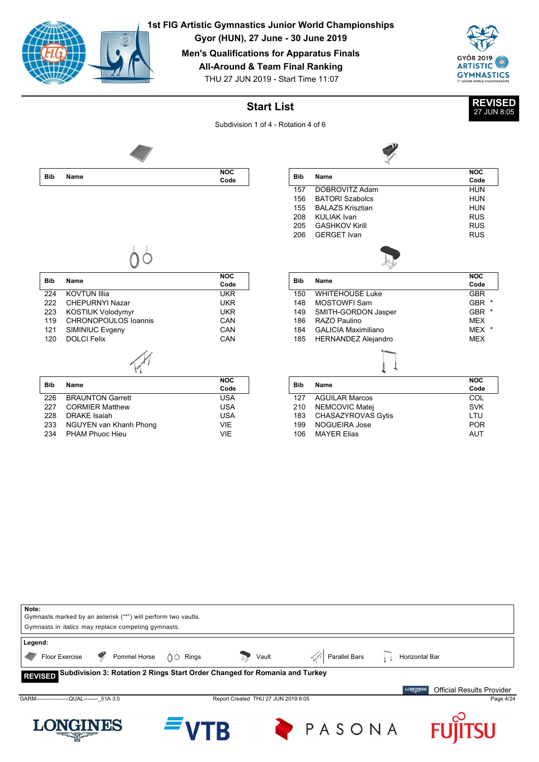# 1st FIG Artistic Gymnastics Junior World Championships

**Gyor (HUN), 27 June - 30 June 2019**

**Men's Qualifications for Apparatus Finals**

**All-Around & Team Final Ranking**

THU 27 JUN 2019 - Start Time 11:07

## Start List

**REVISED** 27 JUN 8:05

Subdivision 1 of 4 - Rotation 4 of 6

### Floor Exercise

| Bib | Name | NOC Code |
|---|---|---|

### Pommel Horse

| Bib | Name | NOC Code |
|---|---|---|
| 157 | DOBROVITZ Adam | HUN |
| 156 | BATORI Szabolcs | HUN |
| 155 | BALAZS Krisztian | HUN |
| 208 | KULIAK Ivan | RUS |
| 205 | GASHKOV Kirill | RUS |
| 206 | GERGET Ivan | RUS |

### Rings

| Bib | Name | NOC Code |
|---|---|---|
| 224 | KOVTUN Illia | UKR |
| 222 | CHEPURNYI Nazar | UKR |
| 223 | KOSTIUK Volodymyr | UKR |
| 119 | CHRONOPOULOS Ioannis | CAN |
| 121 | SIMINIUC Evgeny | CAN |
| 120 | DOLCI Felix | CAN |

### Vault

| Bib | Name | NOC Code |
|---|---|---|
| 150 | WHITEHOUSE Luke | GBR |
| 148 | MOSTOWFI Sam | GBR * |
| 149 | SMITH-GORDON Jasper | GBR * |
| 186 | RAZO Paulino | MEX |
| 184 | GALICIA Maximiliano | MEX * |
| 185 | HERNANDEZ Alejandro | MEX |

### Parallel Bars

| Bib | Name | NOC Code |
|---|---|---|
| 226 | BRAUNTON Garrett | USA |
| 227 | CORMIER Matthew | USA |
| 228 | DRAKE Isaiah | USA |
| 233 | NGUYEN van Khanh Phong | VIE |
| 234 | PHAM Phuoc Hieu | VIE |

### Horizontal Bar

| Bib | Name | NOC Code |
|---|---|---|
| 127 | AGUILAR Marcos | COL |
| 210 | NEMCOVIC Matej | SVK |
| 183 | CHASAZYROVAS Gytis | LTU |
| 199 | NOGUEIRA Jose | POR |
| 106 | MAYER Elias | AUT |

**Note:**
Gymnasts marked by an asterisk ("*") will perform two vaults.
Gymnasts in *italics* may replace competing gymnasts.

**Legend:**
Floor Exercise | Pommel Horse | Rings | Vault | Parallel Bars | Horizontal Bar

**REVISED** **Subdivision 3: Rotation 2 Rings Start Order Changed for Romania and Turkey**

Official Results Provider

GARM------------------QUAL--------_51A 3.0 | Report Created THU 27 JUN 2019 8:05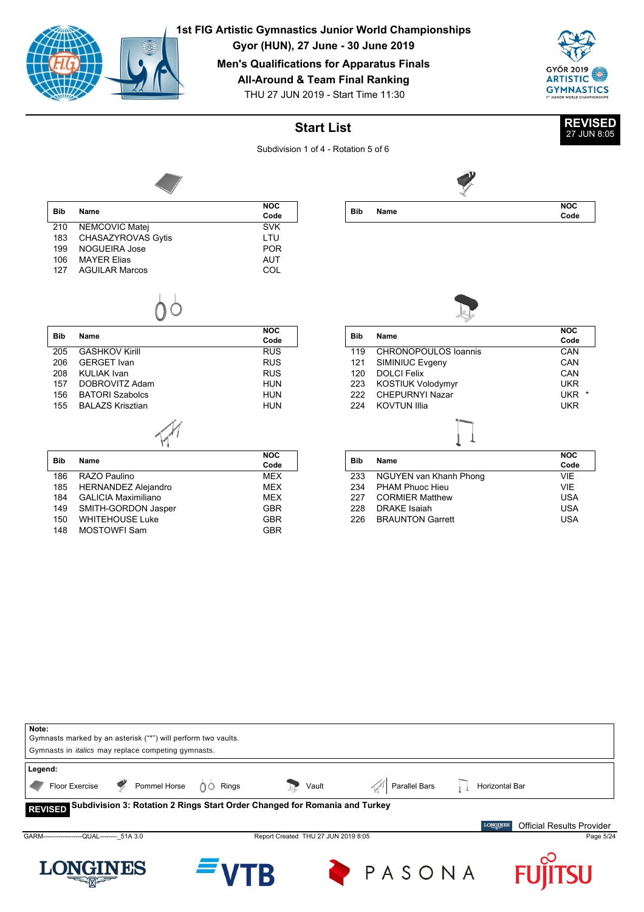# 1st FIG Artistic Gymnastics Junior World Championships

**Gyor (HUN), 27 June - 30 June 2019**

**Men's Qualifications for Apparatus Finals**

**All-Around & Team Final Ranking**

THU 27 JUN 2019 - Start Time 11:30

**REVISED** 27 JUN 8:05

## Start List

Subdivision 1 of 4 - Rotation 5 of 6

### Floor Exercise

| Bib | Name | NOC Code |
|---|---|---|
| 210 | NEMCOVIC Matej | SVK |
| 183 | CHASAZYROVAS Gytis | LTU |
| 199 | NOGUEIRA Jose | POR |
| 106 | MAYER Elias | AUT |
| 127 | AGUILAR Marcos | COL |

### Pommel Horse

| Bib | Name | NOC Code |
|---|---|---|

### Rings

| Bib | Name | NOC Code |
|---|---|---|
| 205 | GASHKOV Kirill | RUS |
| 206 | GERGET Ivan | RUS |
| 208 | KULIAK Ivan | RUS |
| 157 | DOBROVITZ Adam | HUN |
| 156 | BATORI Szabolcs | HUN |
| 155 | BALAZS Krisztian | HUN |

### Vault

| Bib | Name | NOC Code |
|---|---|---|
| 119 | CHRONOPOULOS Ioannis | CAN |
| 121 | SIMINIUC Evgeny | CAN |
| 120 | DOLCI Felix | CAN |
| 223 | KOSTIUK Volodymyr | UKR |
| 222 | CHEPURNYI Nazar | UKR * |
| 224 | KOVTUN Illia | UKR |

### Parallel Bars

| Bib | Name | NOC Code |
|---|---|---|
| 186 | RAZO Paulino | MEX |
| 185 | HERNANDEZ Alejandro | MEX |
| 184 | GALICIA Maximiliano | MEX |
| 149 | SMITH-GORDON Jasper | GBR |
| 150 | WHITEHOUSE Luke | GBR |
| 148 | MOSTOWFI Sam | GBR |

### Horizontal Bar

| Bib | Name | NOC Code |
|---|---|---|
| 233 | NGUYEN van Khanh Phong | VIE |
| 234 | PHAM Phuoc Hieu | VIE |
| 227 | CORMIER Matthew | USA |
| 228 | DRAKE Isaiah | USA |
| 226 | BRAUNTON Garrett | USA |

**Note:**
Gymnasts marked by an asterisk ("*") will perform two vaults.
Gymnasts in *italics* may replace competing gymnasts.

**Legend:**
Floor Exercise | Pommel Horse | Rings | Vault | Parallel Bars | Horizontal Bar

**REVISED** **Subdivision 3: Rotation 2 Rings Start Order Changed for Romania and Turkey**

Official Results Provider

GARM------------------QUAL--------_51A 3.0 | Report Created THU 27 JUN 2019 8:05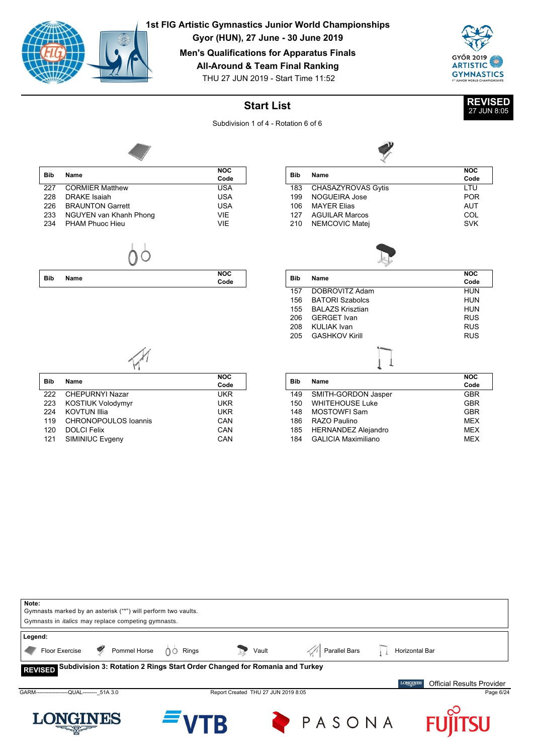# 1st FIG Artistic Gymnastics Junior World Championships

**Gyor (HUN), 27 June - 30 June 2019**

**Men's Qualifications for Apparatus Finals**

**All-Around & Team Final Ranking**

THU 27 JUN 2019 - Start Time 11:52

## Start List

**REVISED** 27 JUN 8:05

Subdivision 1 of 4 - Rotation 6 of 6

### Floor Exercise

| Bib | Name | NOC Code |
|---|---|---|
| 227 | CORMIER Matthew | USA |
| 228 | DRAKE Isaiah | USA |
| 226 | BRAUNTON Garrett | USA |
| 233 | NGUYEN van Khanh Phong | VIE |
| 234 | PHAM Phuoc Hieu | VIE |

### Pommel Horse

| Bib | Name | NOC Code |
|---|---|---|
| 183 | CHASAZYROVAS Gytis | LTU |
| 199 | NOGUEIRA Jose | POR |
| 106 | MAYER Elias | AUT |
| 127 | AGUILAR Marcos | COL |
| 210 | NEMCOVIC Matej | SVK |

### Rings

| Bib | Name | NOC Code |
|---|---|---|

### Vault

| Bib | Name | NOC Code |
|---|---|---|
| 157 | DOBROVITZ Adam | HUN |
| 156 | BATORI Szabolcs | HUN |
| 155 | BALAZS Krisztian | HUN |
| 206 | GERGET Ivan | RUS |
| 208 | KULIAK Ivan | RUS |
| 205 | GASHKOV Kirill | RUS |

### Parallel Bars

| Bib | Name | NOC Code |
|---|---|---|
| 222 | CHEPURNYI Nazar | UKR |
| 223 | KOSTIUK Volodymyr | UKR |
| 224 | KOVTUN Illia | UKR |
| 119 | CHRONOPOULOS Ioannis | CAN |
| 120 | DOLCI Felix | CAN |
| 121 | SIMINIUC Evgeny | CAN |

### Horizontal Bar

| Bib | Name | NOC Code |
|---|---|---|
| 149 | SMITH-GORDON Jasper | GBR |
| 150 | WHITEHOUSE Luke | GBR |
| 148 | MOSTOWFI Sam | GBR |
| 186 | RAZO Paulino | MEX |
| 185 | HERNANDEZ Alejandro | MEX |
| 184 | GALICIA Maximiliano | MEX |

**Note:**
Gymnasts marked by an asterisk ("*") will perform two vaults.
Gymnasts in *italics* may replace competing gymnasts.

**Legend:**
Floor Exercise, Pommel Horse, Rings, Vault, Parallel Bars, Horizontal Bar

**REVISED** Subdivision 3: Rotation 2 Rings Start Order Changed for Romania and Turkey

Official Results Provider

GARM------------------QUAL--------_51A 3.0 — Report Created THU 27 JUN 2019 8:05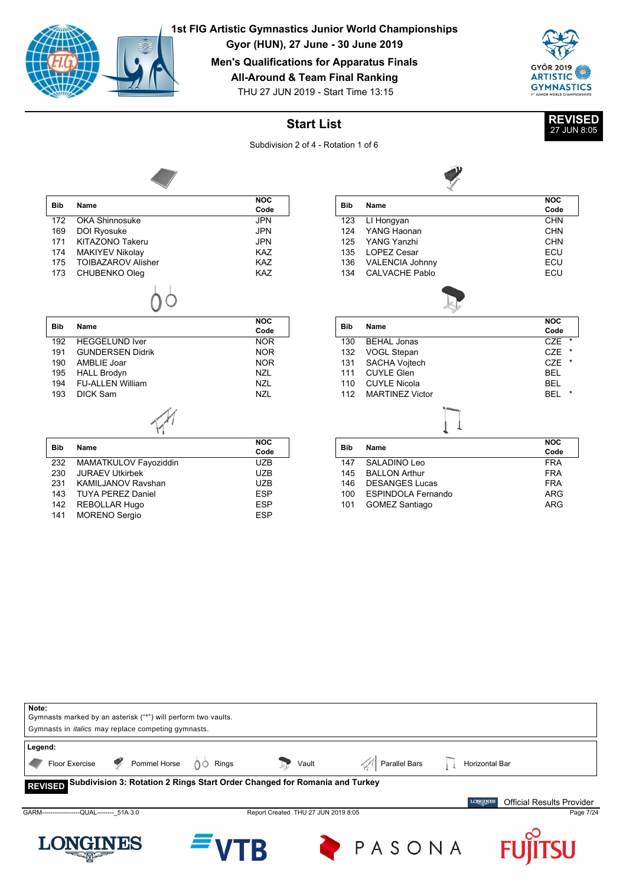# 1st FIG Artistic Gymnastics Junior World Championships

**Gyor (HUN), 27 June - 30 June 2019**

**Men's Qualifications for Apparatus Finals**

**All-Around & Team Final Ranking**

THU 27 JUN 2019 - Start Time 13:15

**REVISED** 27 JUN 8:05

## Start List

Subdivision 2 of 4 - Rotation 1 of 6

### Floor Exercise

| Bib | Name | NOC Code |
|---|---|---|
| 172 | OKA Shinnosuke | JPN |
| 169 | DOI Ryosuke | JPN |
| 171 | KITAZONO Takeru | JPN |
| 174 | MAKIYEV Nikolay | KAZ |
| 175 | TOIBAZAROV Alisher | KAZ |
| 173 | CHUBENKO Oleg | KAZ |

### Pommel Horse

| Bib | Name | NOC Code |
|---|---|---|
| 123 | LI Hongyan | CHN |
| 124 | YANG Haonan | CHN |
| 125 | YANG Yanzhi | CHN |
| 135 | LOPEZ Cesar | ECU |
| 136 | VALENCIA Johnny | ECU |
| 134 | CALVACHE Pablo | ECU |

### Rings

| Bib | Name | NOC Code |
|---|---|---|
| 192 | HEGGELUND Iver | NOR |
| 191 | GUNDERSEN Didrik | NOR |
| 190 | AMBLIE Joar | NOR |
| 195 | HALL Brodyn | NZL |
| 194 | FU-ALLEN William | NZL |
| 193 | DICK Sam | NZL |

### Vault

| Bib | Name | NOC Code |
|---|---|---|
| 130 | BEHAL Jonas | CZE * |
| 132 | VOGL Stepan | CZE * |
| 131 | SACHA Vojtech | CZE * |
| 111 | CUYLE Glen | BEL |
| 110 | CUYLE Nicola | BEL |
| 112 | MARTINEZ Victor | BEL * |

### Parallel Bars

| Bib | Name | NOC Code |
|---|---|---|
| 232 | MAMATKULOV Fayoziddin | UZB |
| 230 | JURAEV Utkirbek | UZB |
| 231 | KAMILJANOV Ravshan | UZB |
| 143 | TUYA PEREZ Daniel | ESP |
| 142 | REBOLLAR Hugo | ESP |
| 141 | MORENO Sergio | ESP |

### Horizontal Bar

| Bib | Name | NOC Code |
|---|---|---|
| 147 | SALADINO Leo | FRA |
| 145 | BALLON Arthur | FRA |
| 146 | DESANGES Lucas | FRA |
| 100 | ESPINDOLA Fernando | ARG |
| 101 | GOMEZ Santiago | ARG |

**Note:**
Gymnasts marked by an asterisk ("*") will perform two vaults.
Gymnasts in *italics* may replace competing gymnasts.

**Legend:**
Floor Exercise, Pommel Horse, Rings, Vault, Parallel Bars, Horizontal Bar

**REVISED** **Subdivision 3: Rotation 2 Rings Start Order Changed for Romania and Turkey**

Official Results Provider LONGINES

GARM------------------QUAL--------_51A 3.0 Report Created THU 27 JUN 2019 8:05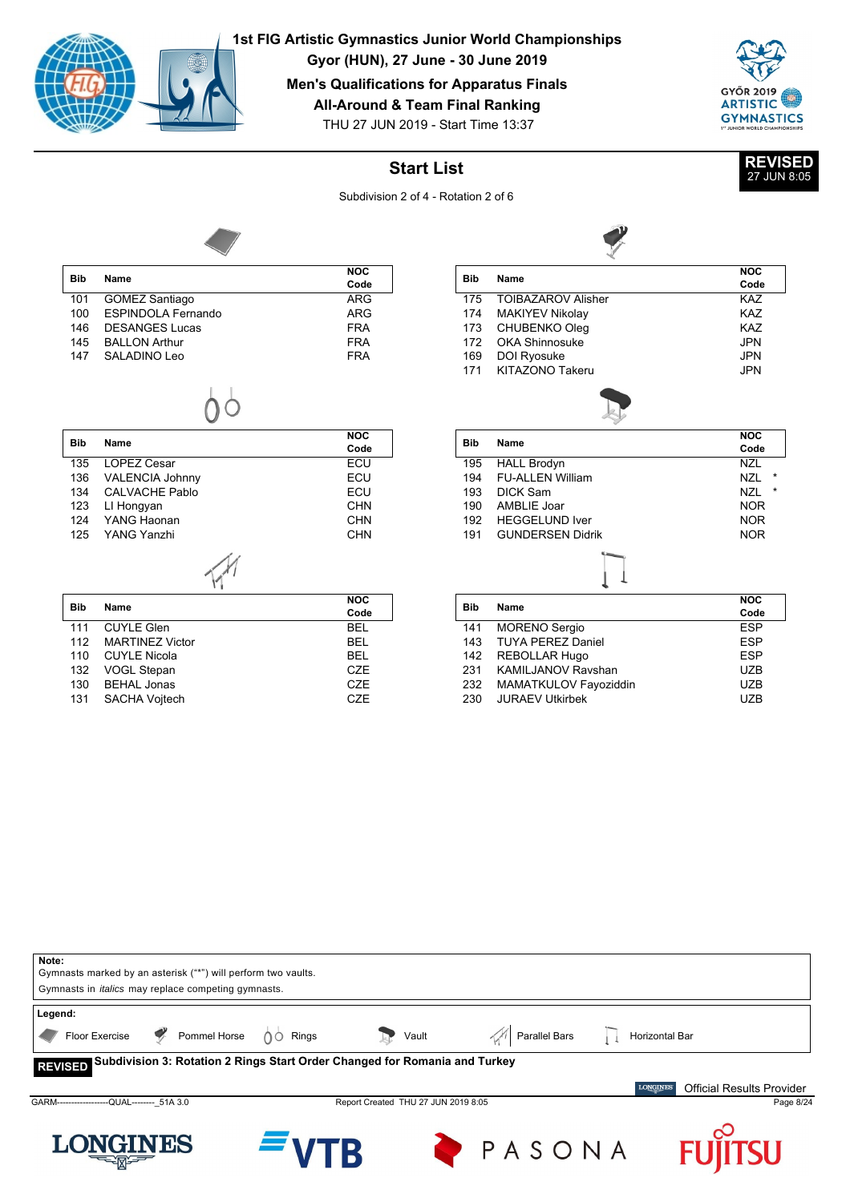# 1st FIG Artistic Gymnastics Junior World Championships

**Gyor (HUN), 27 June - 30 June 2019**

**Men's Qualifications for Apparatus Finals**

**All-Around & Team Final Ranking**

THU 27 JUN 2019 - Start Time 13:37

## Start List

**REVISED** 27 JUN 8:05

Subdivision 2 of 4 - Rotation 2 of 6

### Floor Exercise

| Bib | Name | NOC Code |
|---|---|---|
| 101 | GOMEZ Santiago | ARG |
| 100 | ESPINDOLA Fernando | ARG |
| 146 | DESANGES Lucas | FRA |
| 145 | BALLON Arthur | FRA |
| 147 | SALADINO Leo | FRA |

### Pommel Horse

| Bib | Name | NOC Code |
|---|---|---|
| 175 | TOIBAZAROV Alisher | KAZ |
| 174 | MAKIYEV Nikolay | KAZ |
| 173 | CHUBENKO Oleg | KAZ |
| 172 | OKA Shinnosuke | JPN |
| 169 | DOI Ryosuke | JPN |
| 171 | KITAZONO Takeru | JPN |

### Rings

| Bib | Name | NOC Code |
|---|---|---|
| 135 | LOPEZ Cesar | ECU |
| 136 | VALENCIA Johnny | ECU |
| 134 | CALVACHE Pablo | ECU |
| 123 | LI Hongyan | CHN |
| 124 | YANG Haonan | CHN |
| 125 | YANG Yanzhi | CHN |

### Vault

| Bib | Name | NOC Code |
|---|---|---|
| 195 | HALL Brodyn | NZL |
| 194 | FU-ALLEN William | NZL * |
| 193 | DICK Sam | NZL * |
| 190 | AMBLIE Joar | NOR |
| 192 | HEGGELUND Iver | NOR |
| 191 | GUNDERSEN Didrik | NOR |

### Parallel Bars

| Bib | Name | NOC Code |
|---|---|---|
| 111 | CUYLE Glen | BEL |
| 112 | MARTINEZ Victor | BEL |
| 110 | CUYLE Nicola | BEL |
| 132 | VOGL Stepan | CZE |
| 130 | BEHAL Jonas | CZE |
| 131 | SACHA Vojtech | CZE |

### Horizontal Bar

| Bib | Name | NOC Code |
|---|---|---|
| 141 | MORENO Sergio | ESP |
| 143 | TUYA PEREZ Daniel | ESP |
| 142 | REBOLLAR Hugo | ESP |
| 231 | KAMILJANOV Ravshan | UZB |
| 232 | MAMATKULOV Fayoziddin | UZB |
| 230 | JURAEV Utkirbek | UZB |

**Note:**
Gymnasts marked by an asterisk ("*") will perform two vaults.
Gymnasts in *italics* may replace competing gymnasts.

**Legend:**
Floor Exercise, Pommel Horse, Rings, Vault, Parallel Bars, Horizontal Bar

**REVISED** **Subdivision 3: Rotation 2 Rings Start Order Changed for Romania and Turkey**

Official Results Provider

GARM------------------QUAL--------_51A 3.0 | Report Created THU 27 JUN 2019 8:05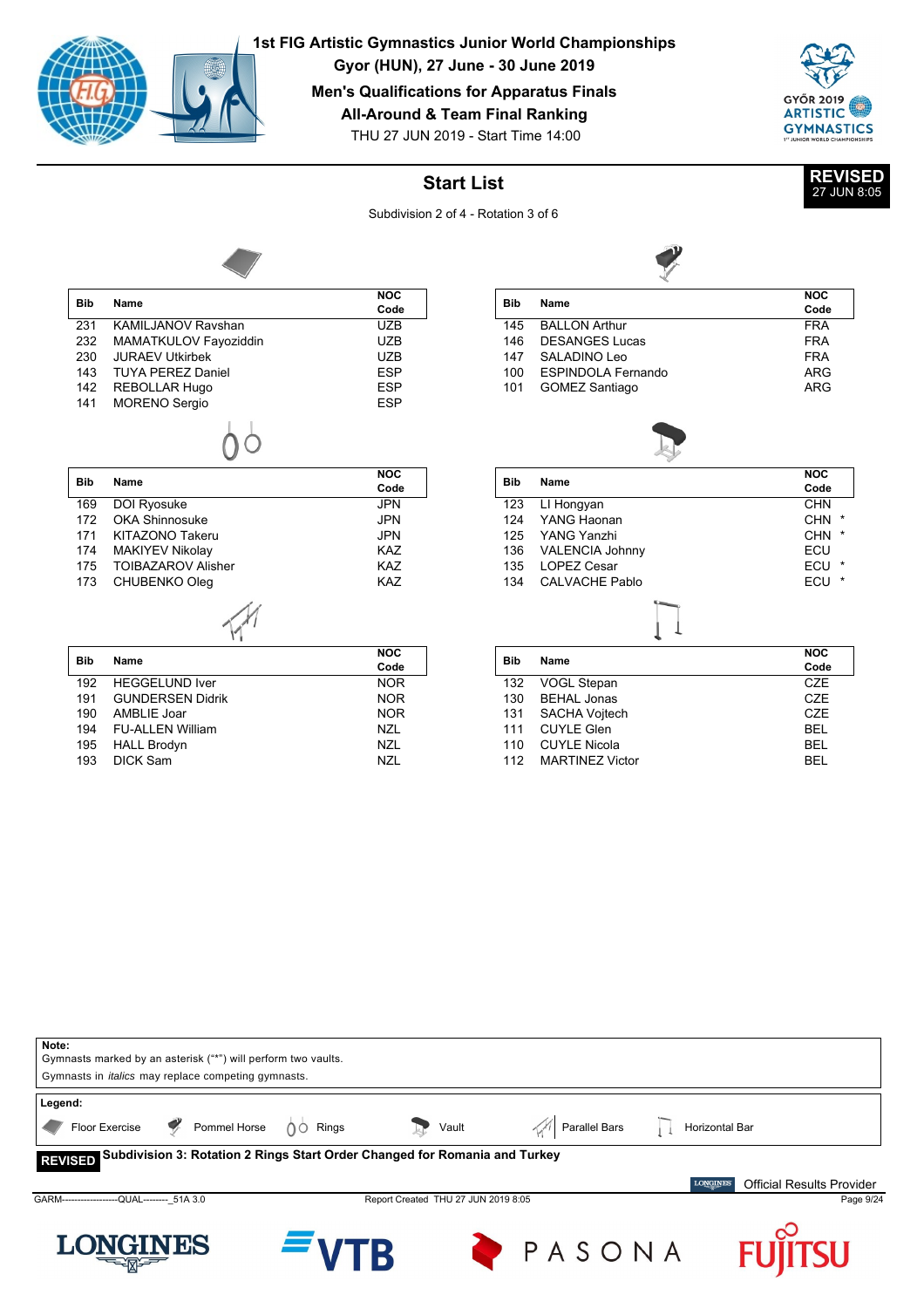# 1st FIG Artistic Gymnastics Junior World Championships

**Gyor (HUN), 27 June - 30 June 2019**

**Men's Qualifications for Apparatus Finals**

**All-Around & Team Final Ranking**

THU 27 JUN 2019 - Start Time 14:00

**REVISED** 27 JUN 8:05

## Start List

Subdivision 2 of 4 - Rotation 3 of 6

### Floor Exercise

| Bib | Name | NOC Code |
|---|---|---|
| 231 | KAMILJANOV Ravshan | UZB |
| 232 | MAMATKULOV Fayoziddin | UZB |
| 230 | JURAEV Utkirbek | UZB |
| 143 | TUYA PEREZ Daniel | ESP |
| 142 | REBOLLAR Hugo | ESP |
| 141 | MORENO Sergio | ESP |

### Pommel Horse

| Bib | Name | NOC Code |
|---|---|---|
| 145 | BALLON Arthur | FRA |
| 146 | DESANGES Lucas | FRA |
| 147 | SALADINO Leo | FRA |
| 100 | ESPINDOLA Fernando | ARG |
| 101 | GOMEZ Santiago | ARG |

### Rings

| Bib | Name | NOC Code |
|---|---|---|
| 169 | DOI Ryosuke | JPN |
| 172 | OKA Shinnosuke | JPN |
| 171 | KITAZONO Takeru | JPN |
| 174 | MAKIYEV Nikolay | KAZ |
| 175 | TOIBAZAROV Alisher | KAZ |
| 173 | CHUBENKO Oleg | KAZ |

### Vault

| Bib | Name | NOC Code |
|---|---|---|
| 123 | LI Hongyan | CHN |
| 124 | YANG Haonan | CHN * |
| 125 | YANG Yanzhi | CHN * |
| 136 | VALENCIA Johnny | ECU |
| 135 | LOPEZ Cesar | ECU * |
| 134 | CALVACHE Pablo | ECU * |

### Parallel Bars

| Bib | Name | NOC Code |
|---|---|---|
| 192 | HEGGELUND Iver | NOR |
| 191 | GUNDERSEN Didrik | NOR |
| 190 | AMBLIE Joar | NOR |
| 194 | FU-ALLEN William | NZL |
| 195 | HALL Brodyn | NZL |
| 193 | DICK Sam | NZL |

### Horizontal Bar

| Bib | Name | NOC Code |
|---|---|---|
| 132 | VOGL Stepan | CZE |
| 130 | BEHAL Jonas | CZE |
| 131 | SACHA Vojtech | CZE |
| 111 | CUYLE Glen | BEL |
| 110 | CUYLE Nicola | BEL |
| 112 | MARTINEZ Victor | BEL |

**Note:**
Gymnasts marked by an asterisk ("*") will perform two vaults.
Gymnasts in *italics* may replace competing gymnasts.

**Legend:**
Floor Exercise | Pommel Horse | Rings | Vault | Parallel Bars | Horizontal Bar

**REVISED** **Subdivision 3: Rotation 2 Rings Start Order Changed for Romania and Turkey**

Official Results Provider

GARM------------------QUAL--------_51A 3.0 | Report Created THU 27 JUN 2019 8:05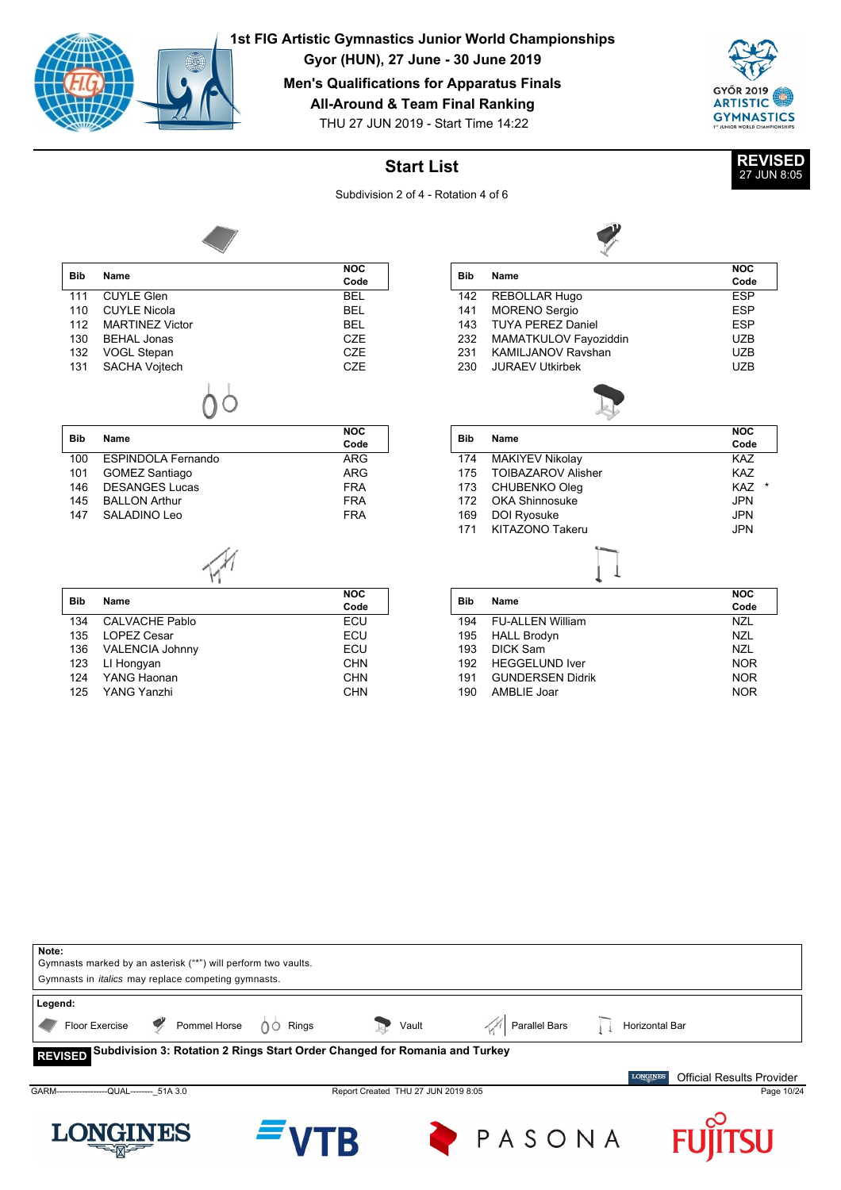# 1st FIG Artistic Gymnastics Junior World Championships

**Gyor (HUN), 27 June - 30 June 2019**

**Men's Qualifications for Apparatus Finals**

**All-Around & Team Final Ranking**

THU 27 JUN 2019 - Start Time 14:22

## Start List

**REVISED** 27 JUN 8:05

Subdivision 2 of 4 - Rotation 4 of 6

### Floor Exercise

| Bib | Name | NOC Code |
|---|---|---|
| 111 | CUYLE Glen | BEL |
| 110 | CUYLE Nicola | BEL |
| 112 | MARTINEZ Victor | BEL |
| 130 | BEHAL Jonas | CZE |
| 132 | VOGL Stepan | CZE |
| 131 | SACHA Vojtech | CZE |

### Pommel Horse

| Bib | Name | NOC Code |
|---|---|---|
| 142 | REBOLLAR Hugo | ESP |
| 141 | MORENO Sergio | ESP |
| 143 | TUYA PEREZ Daniel | ESP |
| 232 | MAMATKULOV Fayoziddin | UZB |
| 231 | KAMILJANOV Ravshan | UZB |
| 230 | JURAEV Utkirbek | UZB |

### Rings

| Bib | Name | NOC Code |
|---|---|---|
| 100 | ESPINDOLA Fernando | ARG |
| 101 | GOMEZ Santiago | ARG |
| 146 | DESANGES Lucas | FRA |
| 145 | BALLON Arthur | FRA |
| 147 | SALADINO Leo | FRA |

### Vault

| Bib | Name | NOC Code |
|---|---|---|
| 174 | MAKIYEV Nikolay | KAZ |
| 175 | TOIBAZAROV Alisher | KAZ |
| 173 | CHUBENKO Oleg | KAZ * |
| 172 | OKA Shinnosuke | JPN |
| 169 | DOI Ryosuke | JPN |
| 171 | KITAZONO Takeru | JPN |

### Parallel Bars

| Bib | Name | NOC Code |
|---|---|---|
| 134 | CALVACHE Pablo | ECU |
| 135 | LOPEZ Cesar | ECU |
| 136 | VALENCIA Johnny | ECU |
| 123 | LI Hongyan | CHN |
| 124 | YANG Haonan | CHN |
| 125 | YANG Yanzhi | CHN |

### Horizontal Bar

| Bib | Name | NOC Code |
|---|---|---|
| 194 | FU-ALLEN William | NZL |
| 195 | HALL Brodyn | NZL |
| 193 | DICK Sam | NZL |
| 192 | HEGGELUND Iver | NOR |
| 191 | GUNDERSEN Didrik | NOR |
| 190 | AMBLIE Joar | NOR |

**Note:**
Gymnasts marked by an asterisk ("*") will perform two vaults.
Gymnasts in *italics* may replace competing gymnasts.

**Legend:**
Floor Exercise, Pommel Horse, Rings, Vault, Parallel Bars, Horizontal Bar

**REVISED** **Subdivision 3: Rotation 2 Rings Start Order Changed for Romania and Turkey**

GARM------------------QUAL--------_51A 3.0 Report Created THU 27 JUN 2019 8:05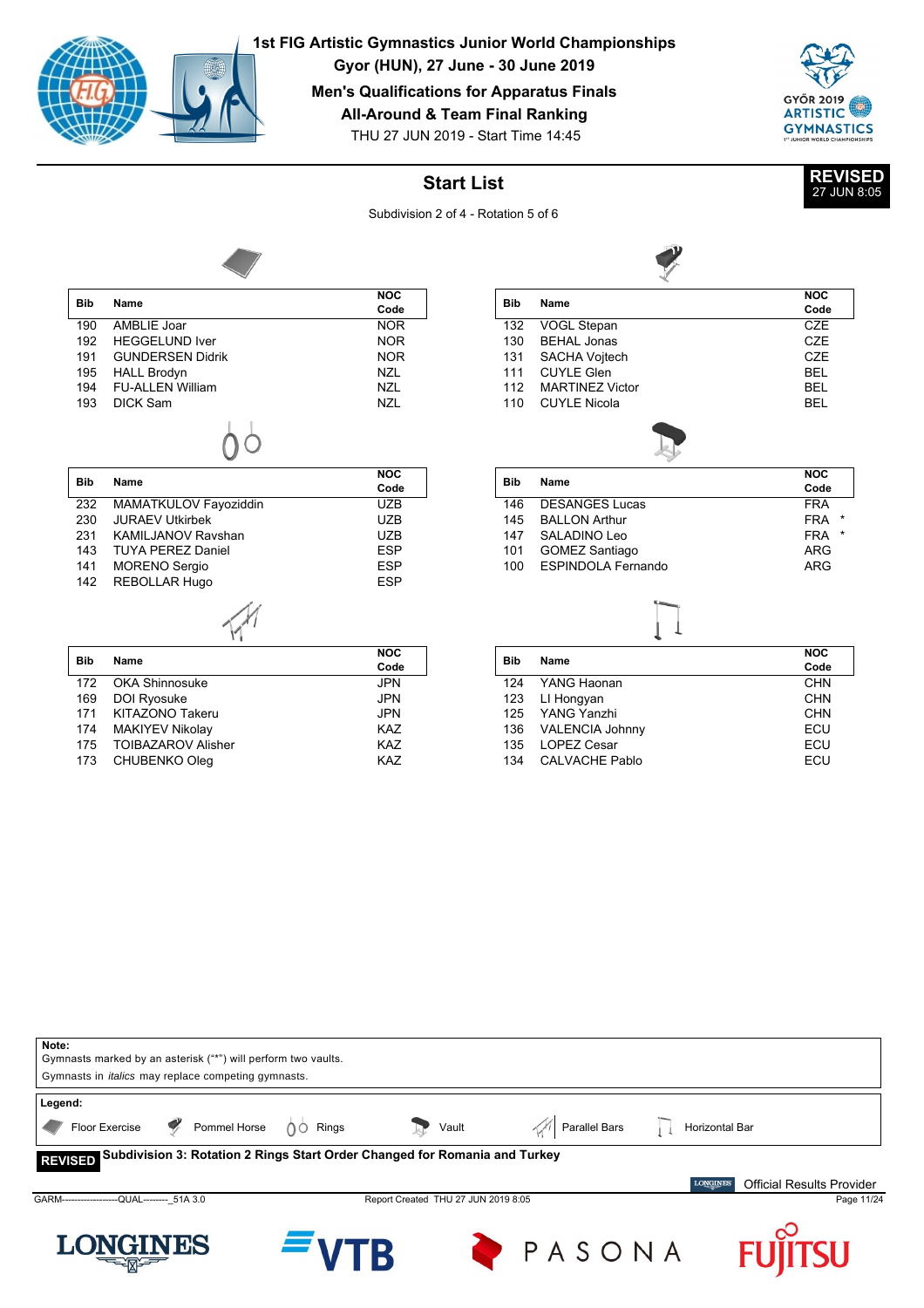# 1st FIG Artistic Gymnastics Junior World Championships

**Gyor (HUN), 27 June - 30 June 2019**

**Men's Qualifications for Apparatus Finals**

**All-Around & Team Final Ranking**

THU 27 JUN 2019 - Start Time 14:45

**REVISED** 27 JUN 8:05

## Start List

Subdivision 2 of 4 - Rotation 5 of 6

### Floor Exercise

| Bib | Name | NOC Code |
|---|---|---|
| 190 | AMBLIE Joar | NOR |
| 192 | HEGGELUND Iver | NOR |
| 191 | GUNDERSEN Didrik | NOR |
| 195 | HALL Brodyn | NZL |
| 194 | FU-ALLEN William | NZL |
| 193 | DICK Sam | NZL |

### Pommel Horse

| Bib | Name | NOC Code |
|---|---|---|
| 132 | VOGL Stepan | CZE |
| 130 | BEHAL Jonas | CZE |
| 131 | SACHA Vojtech | CZE |
| 111 | CUYLE Glen | BEL |
| 112 | MARTINEZ Victor | BEL |
| 110 | CUYLE Nicola | BEL |

### Rings

| Bib | Name | NOC Code |
|---|---|---|
| 232 | MAMATKULOV Fayoziddin | UZB |
| 230 | JURAEV Utkirbek | UZB |
| 231 | KAMILJANOV Ravshan | UZB |
| 143 | TUYA PEREZ Daniel | ESP |
| 141 | MORENO Sergio | ESP |
| 142 | REBOLLAR Hugo | ESP |

### Vault

| Bib | Name | NOC Code |
|---|---|---|
| 146 | DESANGES Lucas | FRA |
| 145 | BALLON Arthur | FRA * |
| 147 | SALADINO Leo | FRA * |
| 101 | GOMEZ Santiago | ARG |
| 100 | ESPINDOLA Fernando | ARG |

### Parallel Bars

| Bib | Name | NOC Code |
|---|---|---|
| 172 | OKA Shinnosuke | JPN |
| 169 | DOI Ryosuke | JPN |
| 171 | KITAZONO Takeru | JPN |
| 174 | MAKIYEV Nikolay | KAZ |
| 175 | TOIBAZAROV Alisher | KAZ |
| 173 | CHUBENKO Oleg | KAZ |

### Horizontal Bar

| Bib | Name | NOC Code |
|---|---|---|
| 124 | YANG Haonan | CHN |
| 123 | LI Hongyan | CHN |
| 125 | YANG Yanzhi | CHN |
| 136 | VALENCIA Johnny | ECU |
| 135 | LOPEZ Cesar | ECU |
| 134 | CALVACHE Pablo | ECU |

**Note:**
Gymnasts marked by an asterisk ("*") will perform two vaults.
Gymnasts in *italics* may replace competing gymnasts.

**Legend:**
Floor Exercise, Pommel Horse, Rings, Vault, Parallel Bars, Horizontal Bar

**REVISED** Subdivision 3: Rotation 2 Rings Start Order Changed for Romania and Turkey

Official Results Provider

GARM------------------QUAL--------_51A 3.0 — Report Created THU 27 JUN 2019 8:05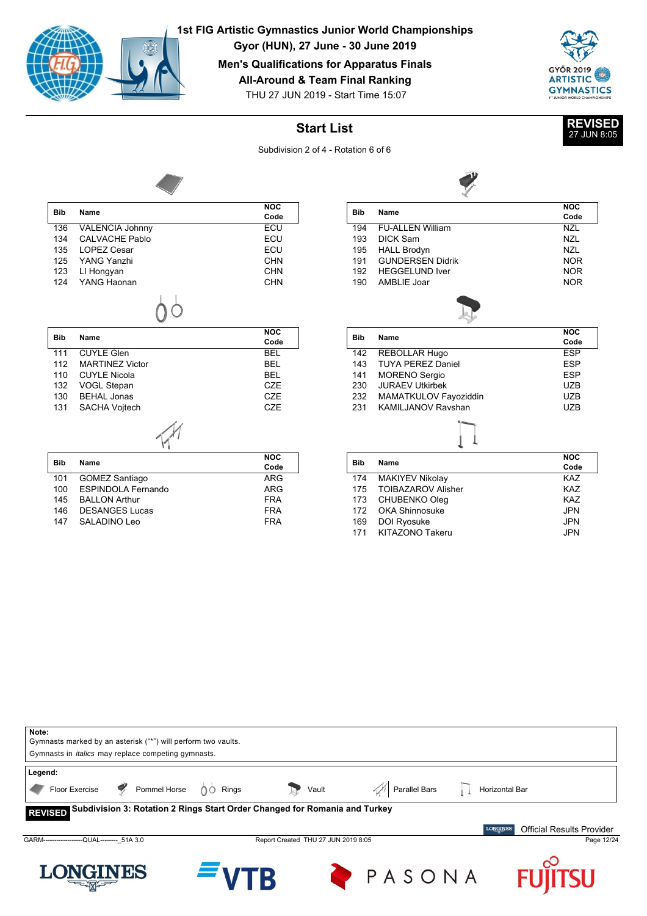# 1st FIG Artistic Gymnastics Junior World Championships

**Gyor (HUN), 27 June - 30 June 2019**

**Men's Qualifications for Apparatus Finals**

**All-Around & Team Final Ranking**

THU 27 JUN 2019 - Start Time 15:07

**REVISED** 27 JUN 8:05

## Start List

Subdivision 2 of 4 - Rotation 6 of 6

### Floor Exercise

| Bib | Name | NOC Code |
|---|---|---|
| 136 | VALENCIA Johnny | ECU |
| 134 | CALVACHE Pablo | ECU |
| 135 | LOPEZ Cesar | ECU |
| 125 | YANG Yanzhi | CHN |
| 123 | LI Hongyan | CHN |
| 124 | YANG Haonan | CHN |

### Pommel Horse

| Bib | Name | NOC Code |
|---|---|---|
| 194 | FU-ALLEN William | NZL |
| 193 | DICK Sam | NZL |
| 195 | HALL Brodyn | NZL |
| 191 | GUNDERSEN Didrik | NOR |
| 192 | HEGGELUND Iver | NOR |
| 190 | AMBLIE Joar | NOR |

### Rings

| Bib | Name | NOC Code |
|---|---|---|
| 111 | CUYLE Glen | BEL |
| 112 | MARTINEZ Victor | BEL |
| 110 | CUYLE Nicola | BEL |
| 132 | VOGL Stepan | CZE |
| 130 | BEHAL Jonas | CZE |
| 131 | SACHA Vojtech | CZE |

### Vault

| Bib | Name | NOC Code |
|---|---|---|
| 142 | REBOLLAR Hugo | ESP |
| 143 | TUYA PEREZ Daniel | ESP |
| 141 | MORENO Sergio | ESP |
| 230 | JURAEV Utkirbek | UZB |
| 232 | MAMATKULOV Fayoziddin | UZB |
| 231 | KAMILJANOV Ravshan | UZB |

### Parallel Bars

| Bib | Name | NOC Code |
|---|---|---|
| 101 | GOMEZ Santiago | ARG |
| 100 | ESPINDOLA Fernando | ARG |
| 145 | BALLON Arthur | FRA |
| 146 | DESANGES Lucas | FRA |
| 147 | SALADINO Leo | FRA |

### Horizontal Bar

| Bib | Name | NOC Code |
|---|---|---|
| 174 | MAKIYEV Nikolay | KAZ |
| 175 | TOIBAZAROV Alisher | KAZ |
| 173 | CHUBENKO Oleg | KAZ |
| 172 | OKA Shinnosuke | JPN |
| 169 | DOI Ryosuke | JPN |
| 171 | KITAZONO Takeru | JPN |

**Note:**
Gymnasts marked by an asterisk ("*") will perform two vaults.
Gymnasts in *italics* may replace competing gymnasts.

**Legend:**
Floor Exercise, Pommel Horse, Rings, Vault, Parallel Bars, Horizontal Bar

**REVISED** **Subdivision 3: Rotation 2 Rings Start Order Changed for Romania and Turkey**

Official Results Provider

GARM------------------QUAL--------_51A 3.0 Report Created THU 27 JUN 2019 8:05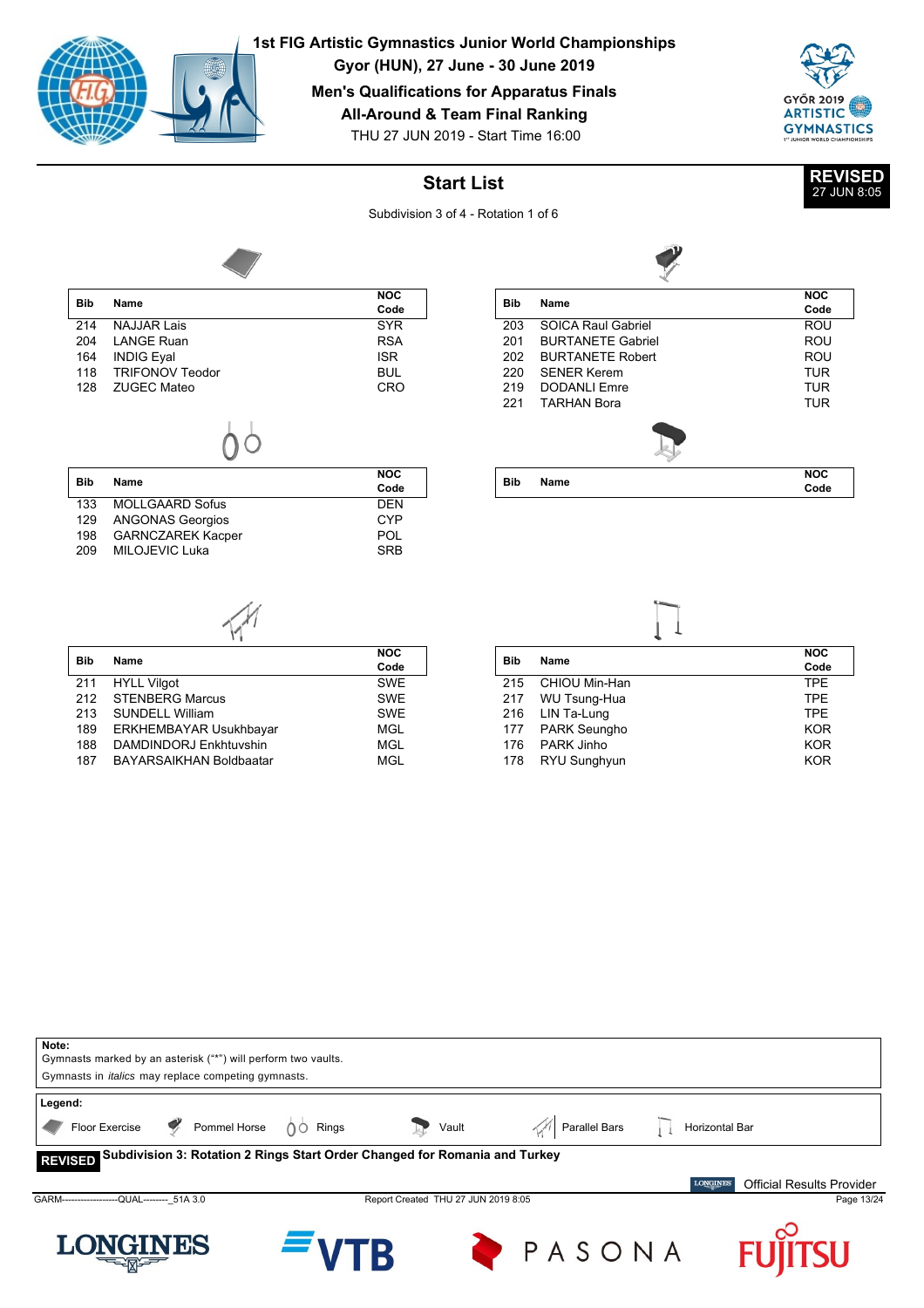# 1st FIG Artistic Gymnastics Junior World Championships

**Gyor (HUN), 27 June - 30 June 2019**

**Men's Qualifications for Apparatus Finals**

**All-Around & Team Final Ranking**

THU 27 JUN 2019 - Start Time 16:00

## Start List

**REVISED** 27 JUN 8:05

Subdivision 3 of 4 - Rotation 1 of 6

### Floor Exercise

| Bib | Name | NOC Code |
|---|---|---|
| 214 | NAJJAR Lais | SYR |
| 204 | LANGE Ruan | RSA |
| 164 | INDIG Eyal | ISR |
| 118 | TRIFONOV Teodor | BUL |
| 128 | ZUGEC Mateo | CRO |

### Pommel Horse

| Bib | Name | NOC Code |
|---|---|---|
| 203 | SOICA Raul Gabriel | ROU |
| 201 | BURTANETE Gabriel | ROU |
| 202 | BURTANETE Robert | ROU |
| 220 | SENER Kerem | TUR |
| 219 | DODANLI Emre | TUR |
| 221 | TARHAN Bora | TUR |

### Rings

| Bib | Name | NOC Code |
|---|---|---|
| 133 | MOLLGAARD Sofus | DEN |
| 129 | ANGONAS Georgios | CYP |
| 198 | GARNCZAREK Kacper | POL |
| 209 | MILOJEVIC Luka | SRB |

### Vault

| Bib | Name | NOC Code |
|---|---|---|

### Parallel Bars

| Bib | Name | NOC Code |
|---|---|---|
| 211 | HYLL Vilgot | SWE |
| 212 | STENBERG Marcus | SWE |
| 213 | SUNDELL William | SWE |
| 189 | ERKHEMBAYAR Usukhbayar | MGL |
| 188 | DAMDINDORJ Enkhtuvshin | MGL |
| 187 | BAYARSAIKHAN Boldbaatar | MGL |

### Horizontal Bar

| Bib | Name | NOC Code |
|---|---|---|
| 215 | CHIOU Min-Han | TPE |
| 217 | WU Tsung-Hua | TPE |
| 216 | LIN Ta-Lung | TPE |
| 177 | PARK Seungho | KOR |
| 176 | PARK Jinho | KOR |
| 178 | RYU Sunghyun | KOR |

**Note:**
Gymnasts marked by an asterisk ("*") will perform two vaults.
Gymnasts in *italics* may replace competing gymnasts.

**Legend:**
Floor Exercise, Pommel Horse, Rings, Vault, Parallel Bars, Horizontal Bar

**REVISED** **Subdivision 3: Rotation 2 Rings Start Order Changed for Romania and Turkey**

Official Results Provider

GARM------------------QUAL--------_51A 3.0 Report Created THU 27 JUN 2019 8:05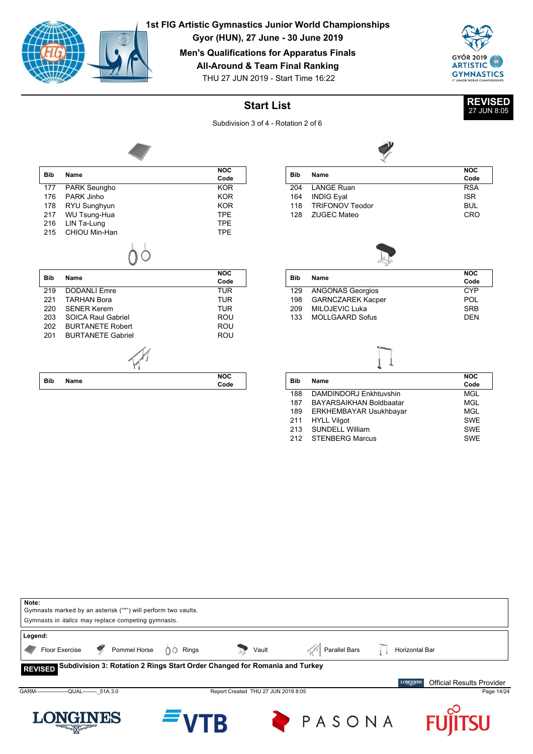# 1st FIG Artistic Gymnastics Junior World Championships

**Gyor (HUN), 27 June - 30 June 2019**

**Men's Qualifications for Apparatus Finals**

**All-Around & Team Final Ranking**

THU 27 JUN 2019 - Start Time 16:22

**REVISED** 27 JUN 8:05

## Start List

Subdivision 3 of 4 - Rotation 2 of 6

### Floor Exercise

| Bib | Name | NOC Code |
|---|---|---|
| 177 | PARK Seungho | KOR |
| 176 | PARK Jinho | KOR |
| 178 | RYU Sunghyun | KOR |
| 217 | WU Tsung-Hua | TPE |
| 216 | LIN Ta-Lung | TPE |
| 215 | CHIOU Min-Han | TPE |

### Pommel Horse

| Bib | Name | NOC Code |
|---|---|---|
| 204 | LANGE Ruan | RSA |
| 164 | INDIG Eyal | ISR |
| 118 | TRIFONOV Teodor | BUL |
| 128 | ZUGEC Mateo | CRO |

### Rings

| Bib | Name | NOC Code |
|---|---|---|
| 219 | DODANLI Emre | TUR |
| 221 | TARHAN Bora | TUR |
| 220 | SENER Kerem | TUR |
| 203 | SOICA Raul Gabriel | ROU |
| 202 | BURTANETE Robert | ROU |
| 201 | BURTANETE Gabriel | ROU |

### Vault

| Bib | Name | NOC Code |
|---|---|---|
| 129 | ANGONAS Georgios | CYP |
| 198 | GARNCZAREK Kacper | POL |
| 209 | MILOJEVIC Luka | SRB |
| 133 | MOLLGAARD Sofus | DEN |

### Parallel Bars

| Bib | Name | NOC Code |
|---|---|---|

### Horizontal Bar

| Bib | Name | NOC Code |
|---|---|---|
| 188 | DAMDINDORJ Enkhtuvshin | MGL |
| 187 | BAYARSAIKHAN Boldbaatar | MGL |
| 189 | ERKHEMBAYAR Usukhbayar | MGL |
| 211 | HYLL Vilgot | SWE |
| 213 | SUNDELL William | SWE |
| 212 | STENBERG Marcus | SWE |

**Note:**
Gymnasts marked by an asterisk ("*") will perform two vaults.
Gymnasts in *italics* may replace competing gymnasts.

**Legend:**
Floor Exercise — Pommel Horse — Rings — Vault — Parallel Bars — Horizontal Bar

**REVISED** **Subdivision 3: Rotation 2 Rings Start Order Changed for Romania and Turkey**

Official Results Provider

GARM------------------QUAL--------_51A 3.0 — Report Created THU 27 JUN 2019 8:05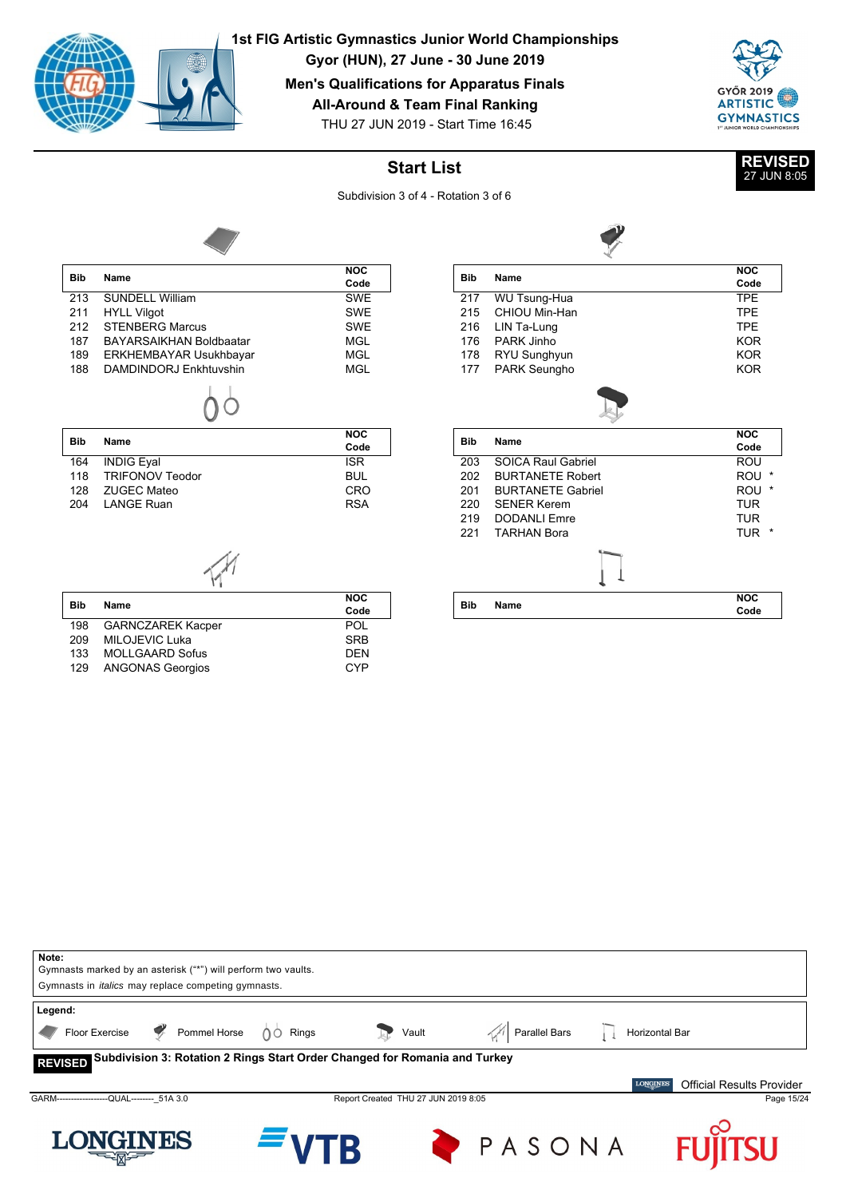# 1st FIG Artistic Gymnastics Junior World Championships

**Gyor (HUN), 27 June - 30 June 2019**

**Men's Qualifications for Apparatus Finals**

**All-Around & Team Final Ranking**

THU 27 JUN 2019 - Start Time 16:45

**REVISED** 27 JUN 8:05

## Start List

Subdivision 3 of 4 - Rotation 3 of 6

### Floor Exercise

| Bib | Name | NOC Code |
|---|---|---|
| 213 | SUNDELL William | SWE |
| 211 | HYLL Vilgot | SWE |
| 212 | STENBERG Marcus | SWE |
| 187 | BAYARSAIKHAN Boldbaatar | MGL |
| 189 | ERKHEMBAYAR Usukhbayar | MGL |
| 188 | DAMDINDORJ Enkhtuvshin | MGL |

### Pommel Horse

| Bib | Name | NOC Code |
|---|---|---|
| 217 | WU Tsung-Hua | TPE |
| 215 | CHIOU Min-Han | TPE |
| 216 | LIN Ta-Lung | TPE |
| 176 | PARK Jinho | KOR |
| 178 | RYU Sunghyun | KOR |
| 177 | PARK Seungho | KOR |

### Rings

| Bib | Name | NOC Code |
|---|---|---|
| 164 | INDIG Eyal | ISR |
| 118 | TRIFONOV Teodor | BUL |
| 128 | ZUGEC Mateo | CRO |
| 204 | LANGE Ruan | RSA |

### Vault

| Bib | Name | NOC Code |
|---|---|---|
| 203 | SOICA Raul Gabriel | ROU |
| 202 | BURTANETE Robert | ROU * |
| 201 | BURTANETE Gabriel | ROU * |
| 220 | SENER Kerem | TUR |
| 219 | DODANLI Emre | TUR |
| 221 | TARHAN Bora | TUR * |

### Parallel Bars

| Bib | Name | NOC Code |
|---|---|---|
| 198 | GARNCZAREK Kacper | POL |
| 209 | MILOJEVIC Luka | SRB |
| 133 | MOLLGAARD Sofus | DEN |
| 129 | ANGONAS Georgios | CYP |

### Horizontal Bar

| Bib | Name | NOC Code |
|---|---|---|

**Note:**
Gymnasts marked by an asterisk ("*") will perform two vaults.
Gymnasts in *italics* may replace competing gymnasts.

**Legend:**
Floor Exercise, Pommel Horse, Rings, Vault, Parallel Bars, Horizontal Bar

**REVISED** **Subdivision 3: Rotation 2 Rings Start Order Changed for Romania and Turkey**

Official Results Provider

GARM------------------QUAL--------_51A 3.0 Report Created THU 27 JUN 2019 8:05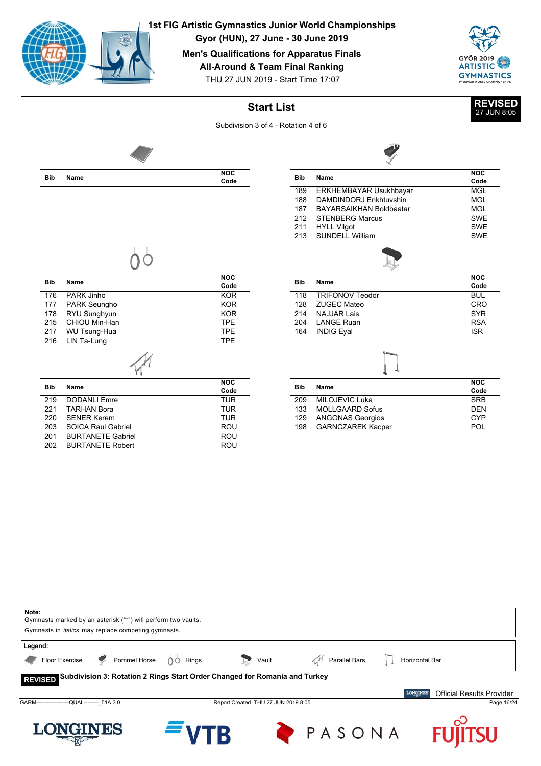# 1st FIG Artistic Gymnastics Junior World Championships

**Gyor (HUN), 27 June - 30 June 2019**

**Men's Qualifications for Apparatus Finals**

**All-Around & Team Final Ranking**

THU 27 JUN 2019 - Start Time 17:07

## Start List

**REVISED** 27 JUN 8:05

Subdivision 3 of 4 - Rotation 4 of 6

### Floor Exercise

| Bib | Name | NOC Code |
|---|---|---|

### Pommel Horse

| Bib | Name | NOC Code |
|---|---|---|
| 189 | ERKHEMBAYAR Usukhbayar | MGL |
| 188 | DAMDINDORJ Enkhtuvshin | MGL |
| 187 | BAYARSAIKHAN Boldbaatar | MGL |
| 212 | STENBERG Marcus | SWE |
| 211 | HYLL Vilgot | SWE |
| 213 | SUNDELL William | SWE |

### Rings

| Bib | Name | NOC Code |
|---|---|---|
| 176 | PARK Jinho | KOR |
| 177 | PARK Seungho | KOR |
| 178 | RYU Sunghyun | KOR |
| 215 | CHIOU Min-Han | TPE |
| 217 | WU Tsung-Hua | TPE |
| 216 | LIN Ta-Lung | TPE |

### Vault

| Bib | Name | NOC Code |
|---|---|---|
| 118 | TRIFONOV Teodor | BUL |
| 128 | ZUGEC Mateo | CRO |
| 214 | NAJJAR Lais | SYR |
| 204 | LANGE Ruan | RSA |
| 164 | INDIG Eyal | ISR |

### Parallel Bars

| Bib | Name | NOC Code |
|---|---|---|
| 219 | DODANLI Emre | TUR |
| 221 | TARHAN Bora | TUR |
| 220 | SENER Kerem | TUR |
| 203 | SOICA Raul Gabriel | ROU |
| 201 | BURTANETE Gabriel | ROU |
| 202 | BURTANETE Robert | ROU |

### Horizontal Bar

| Bib | Name | NOC Code |
|---|---|---|
| 209 | MILOJEVIC Luka | SRB |
| 133 | MOLLGAARD Sofus | DEN |
| 129 | ANGONAS Georgios | CYP |
| 198 | GARNCZAREK Kacper | POL |

**Note:**
Gymnasts marked by an asterisk ("*") will perform two vaults.
Gymnasts in *italics* may replace competing gymnasts.

**Legend:**
Floor Exercise, Pommel Horse, Rings, Vault, Parallel Bars, Horizontal Bar

**REVISED** **Subdivision 3: Rotation 2 Rings Start Order Changed for Romania and Turkey**

Official Results Provider

GARM------------------QUAL--------_51A 3.0 — Report Created THU 27 JUN 2019 8:05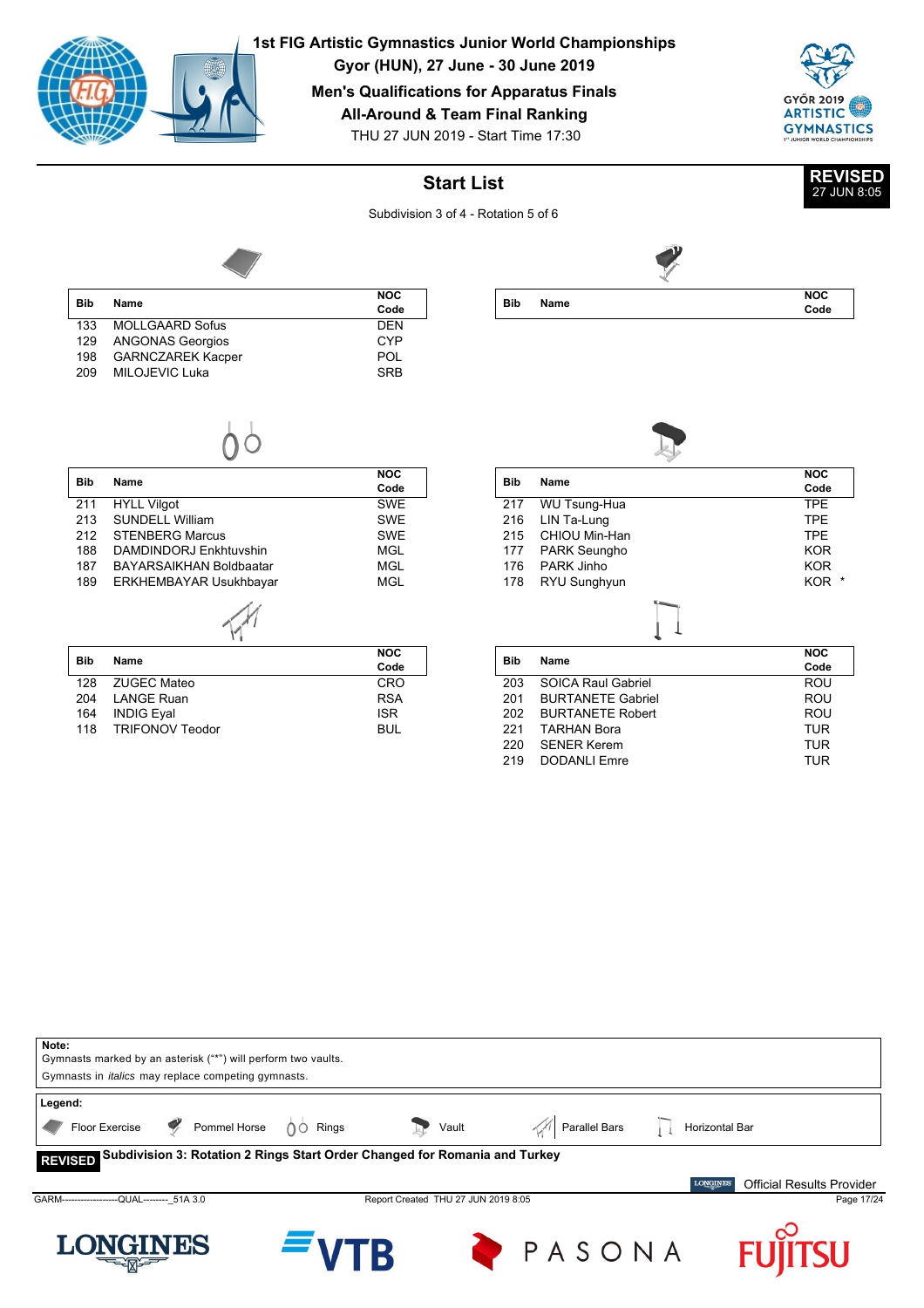# 1st FIG Artistic Gymnastics Junior World Championships

**Gyor (HUN), 27 June - 30 June 2019**

**Men's Qualifications for Apparatus Finals**

**All-Around & Team Final Ranking**

THU 27 JUN 2019 - Start Time 17:30

**REVISED** 27 JUN 8:05

## Start List

Subdivision 3 of 4 - Rotation 5 of 6

### Floor Exercise

| Bib | Name | NOC Code |
|---|---|---|
| 133 | MOLLGAARD Sofus | DEN |
| 129 | ANGONAS Georgios | CYP |
| 198 | GARNCZAREK Kacper | POL |
| 209 | MILOJEVIC Luka | SRB |

### Pommel Horse

| Bib | Name | NOC Code |
|---|---|---|

### Rings

| Bib | Name | NOC Code |
|---|---|---|
| 211 | HYLL Vilgot | SWE |
| 213 | SUNDELL William | SWE |
| 212 | STENBERG Marcus | SWE |
| 188 | DAMDINDORJ Enkhtuvshin | MGL |
| 187 | BAYARSAIKHAN Boldbaatar | MGL |
| 189 | ERKHEMBAYAR Usukhbayar | MGL |

### Vault

| Bib | Name | NOC Code |
|---|---|---|
| 217 | WU Tsung-Hua | TPE |
| 216 | LIN Ta-Lung | TPE |
| 215 | CHIOU Min-Han | TPE |
| 177 | PARK Seungho | KOR |
| 176 | PARK Jinho | KOR |
| 178 | RYU Sunghyun | KOR * |

### Parallel Bars

| Bib | Name | NOC Code |
|---|---|---|
| 128 | ZUGEC Mateo | CRO |
| 204 | LANGE Ruan | RSA |
| 164 | INDIG Eyal | ISR |
| 118 | TRIFONOV Teodor | BUL |

### Horizontal Bar

| Bib | Name | NOC Code |
|---|---|---|
| 203 | SOICA Raul Gabriel | ROU |
| 201 | BURTANETE Gabriel | ROU |
| 202 | BURTANETE Robert | ROU |
| 221 | TARHAN Bora | TUR |
| 220 | SENER Kerem | TUR |
| 219 | DODANLI Emre | TUR |

**Note:**
Gymnasts marked by an asterisk ("*") will perform two vaults.
Gymnasts in *italics* may replace competing gymnasts.

**Legend:**
Floor Exercise | Pommel Horse | Rings | Vault | Parallel Bars | Horizontal Bar

**REVISED** **Subdivision 3: Rotation 2 Rings Start Order Changed for Romania and Turkey**

Official Results Provider

GARM------------------QUAL--------_51A 3.0 | Report Created THU 27 JUN 2019 8:05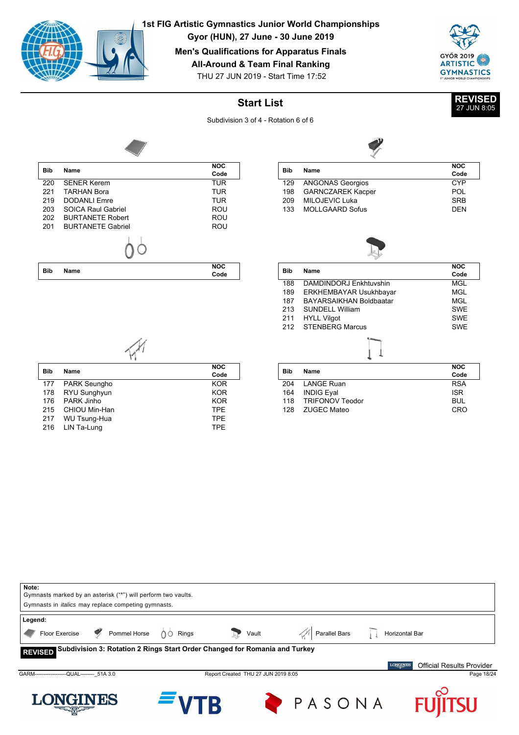# 1st FIG Artistic Gymnastics Junior World Championships

**Gyor (HUN), 27 June - 30 June 2019**

**Men's Qualifications for Apparatus Finals**

**All-Around & Team Final Ranking**

THU 27 JUN 2019 - Start Time 17:52

## Start List

**REVISED** 27 JUN 8:05

Subdivision 3 of 4 - Rotation 6 of 6

### Floor Exercise

| Bib | Name | NOC Code |
|---|---|---|
| 220 | SENER Kerem | TUR |
| 221 | TARHAN Bora | TUR |
| 219 | DODANLI Emre | TUR |
| 203 | SOICA Raul Gabriel | ROU |
| 202 | BURTANETE Robert | ROU |
| 201 | BURTANETE Gabriel | ROU |

### Pommel Horse

| Bib | Name | NOC Code |
|---|---|---|
| 129 | ANGONAS Georgios | CYP |
| 198 | GARNCZAREK Kacper | POL |
| 209 | MILOJEVIC Luka | SRB |
| 133 | MOLLGAARD Sofus | DEN |

### Rings

| Bib | Name | NOC Code |
|---|---|---|

### Vault

| Bib | Name | NOC Code |
|---|---|---|
| 188 | DAMDINDORJ Enkhtuvshin | MGL |
| 189 | ERKHEMBAYAR Usukhbayar | MGL |
| 187 | BAYARSAIKHAN Boldbaatar | MGL |
| 213 | SUNDELL William | SWE |
| 211 | HYLL Vilgot | SWE |
| 212 | STENBERG Marcus | SWE |

### Parallel Bars

| Bib | Name | NOC Code |
|---|---|---|
| 177 | PARK Seungho | KOR |
| 178 | RYU Sunghyun | KOR |
| 176 | PARK Jinho | KOR |
| 215 | CHIOU Min-Han | TPE |
| 217 | WU Tsung-Hua | TPE |
| 216 | LIN Ta-Lung | TPE |

### Horizontal Bar

| Bib | Name | NOC Code |
|---|---|---|
| 204 | LANGE Ruan | RSA |
| 164 | INDIG Eyal | ISR |
| 118 | TRIFONOV Teodor | BUL |
| 128 | ZUGEC Mateo | CRO |

**Note:**
Gymnasts marked by an asterisk ("*") will perform two vaults.
Gymnasts in *italics* may replace competing gymnasts.

**Legend:**
Floor Exercise, Pommel Horse, Rings, Vault, Parallel Bars, Horizontal Bar

**REVISED** **Subdivision 3: Rotation 2 Rings Start Order Changed for Romania and Turkey**

Official Results Provider

GARM------------------QUAL--------_51A 3.0 Report Created THU 27 JUN 2019 8:05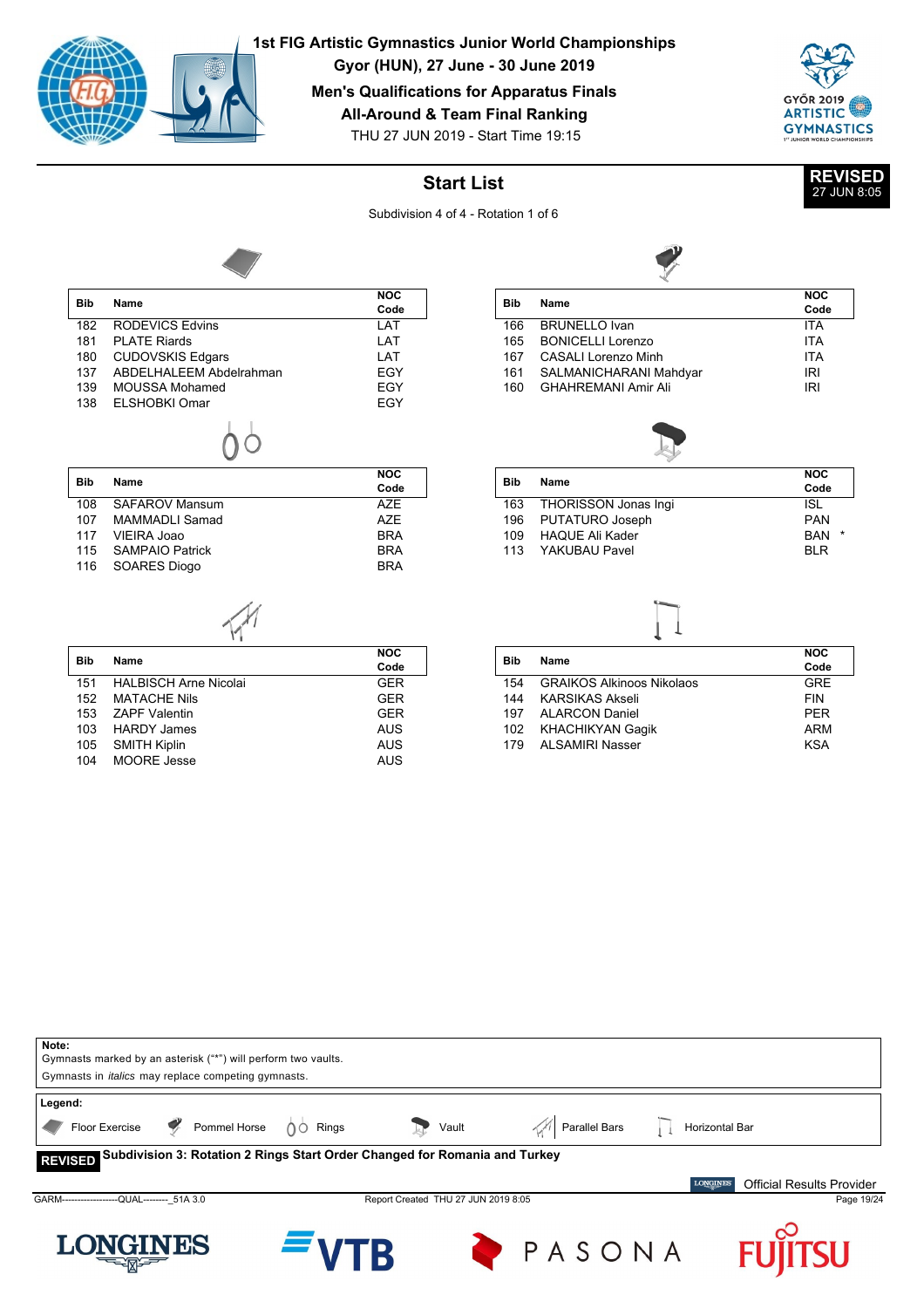# 1st FIG Artistic Gymnastics Junior World Championships

**Gyor (HUN), 27 June - 30 June 2019**

**Men's Qualifications for Apparatus Finals**

**All-Around & Team Final Ranking**

THU 27 JUN 2019 - Start Time 19:15

**REVISED** 27 JUN 8:05

## Start List

Subdivision 4 of 4 - Rotation 1 of 6

### Floor Exercise

| Bib | Name | NOC Code |
|---|---|---|
| 182 | RODEVICS Edvins | LAT |
| 181 | PLATE Riards | LAT |
| 180 | CUDOVSKIS Edgars | LAT |
| 137 | ABDELHALEEM Abdelrahman | EGY |
| 139 | MOUSSA Mohamed | EGY |
| 138 | ELSHOBKI Omar | EGY |

### Pommel Horse

| Bib | Name | NOC Code |
|---|---|---|
| 166 | BRUNELLO Ivan | ITA |
| 165 | BONICELLI Lorenzo | ITA |
| 167 | CASALI Lorenzo Minh | ITA |
| 161 | SALMANICHARANI Mahdyar | IRI |
| 160 | GHAHREMANI Amir Ali | IRI |

### Rings

| Bib | Name | NOC Code |
|---|---|---|
| 108 | SAFAROV Mansum | AZE |
| 107 | MAMMADLI Samad | AZE |
| 117 | VIEIRA Joao | BRA |
| 115 | SAMPAIO Patrick | BRA |
| 116 | SOARES Diogo | BRA |

### Vault

| Bib | Name | NOC Code |
|---|---|---|
| 163 | THORISSON Jonas Ingi | ISL |
| 196 | PUTATURO Joseph | PAN |
| 109 | HAQUE Ali Kader | BAN * |
| 113 | YAKUBAU Pavel | BLR |

### Parallel Bars

| Bib | Name | NOC Code |
|---|---|---|
| 151 | HALBISCH Arne Nicolai | GER |
| 152 | MATACHE Nils | GER |
| 153 | ZAPF Valentin | GER |
| 103 | HARDY James | AUS |
| 105 | SMITH Kiplin | AUS |
| 104 | MOORE Jesse | AUS |

### Horizontal Bar

| Bib | Name | NOC Code |
|---|---|---|
| 154 | GRAIKOS Alkinoos Nikolaos | GRE |
| 144 | KARSIKAS Akseli | FIN |
| 197 | ALARCON Daniel | PER |
| 102 | KHACHIKYAN Gagik | ARM |
| 179 | ALSAMIRI Nasser | KSA |

**Note:**
Gymnasts marked by an asterisk ("*") will perform two vaults.
Gymnasts in *italics* may replace competing gymnasts.

**Legend:**
Floor Exercise, Pommel Horse, Rings, Vault, Parallel Bars, Horizontal Bar

**REVISED** **Subdivision 3: Rotation 2 Rings Start Order Changed for Romania and Turkey**

Official Results Provider

GARM------------------QUAL--------_51A 3.0 Report Created THU 27 JUN 2019 8:05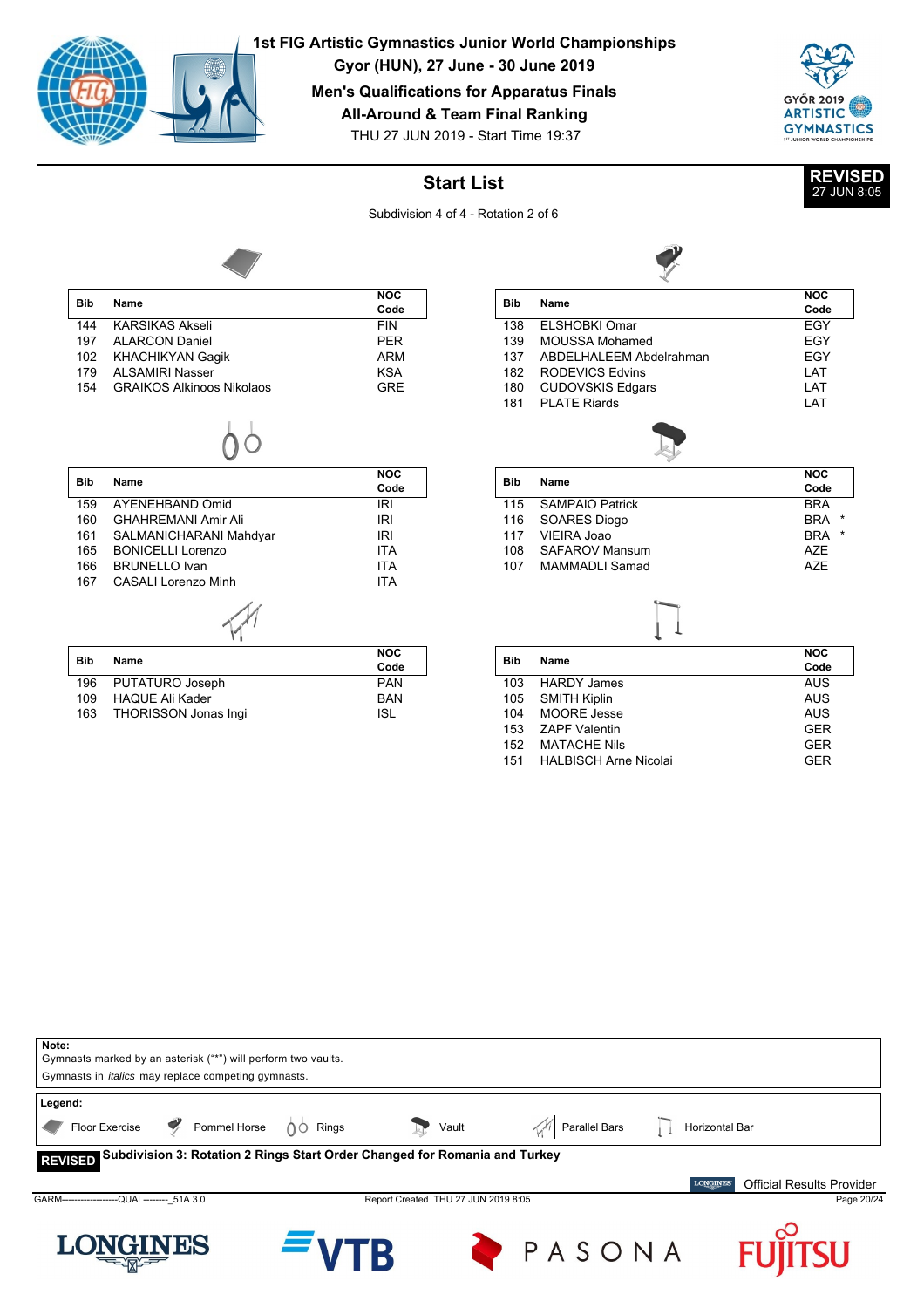# 1st FIG Artistic Gymnastics Junior World Championships

**Gyor (HUN), 27 June - 30 June 2019**

**Men's Qualifications for Apparatus Finals**

**All-Around & Team Final Ranking**

THU 27 JUN 2019 - Start Time 19:37

## Start List

**REVISED** 27 JUN 8:05

Subdivision 4 of 4 - Rotation 2 of 6

### Floor Exercise

| Bib | Name | NOC Code |
|---|---|---|
| 144 | KARSIKAS Akseli | FIN |
| 197 | ALARCON Daniel | PER |
| 102 | KHACHIKYAN Gagik | ARM |
| 179 | ALSAMIRI Nasser | KSA |
| 154 | GRAIKOS Alkinoos Nikolaos | GRE |

### Pommel Horse

| Bib | Name | NOC Code |
|---|---|---|
| 138 | ELSHOBKI Omar | EGY |
| 139 | MOUSSA Mohamed | EGY |
| 137 | ABDELHALEEM Abdelrahman | EGY |
| 182 | RODEVICS Edvins | LAT |
| 180 | CUDOVSKIS Edgars | LAT |
| 181 | PLATE Riards | LAT |

### Rings

| Bib | Name | NOC Code |
|---|---|---|
| 159 | AYENEHBAND Omid | IRI |
| 160 | GHAHREMANI Amir Ali | IRI |
| 161 | SALMANICHARANI Mahdyar | IRI |
| 165 | BONICELLI Lorenzo | ITA |
| 166 | BRUNELLO Ivan | ITA |
| 167 | CASALI Lorenzo Minh | ITA |

### Vault

| Bib | Name | NOC Code |
|---|---|---|
| 115 | SAMPAIO Patrick | BRA |
| 116 | SOARES Diogo | BRA * |
| 117 | VIEIRA Joao | BRA * |
| 108 | SAFAROV Mansum | AZE |
| 107 | MAMMADLI Samad | AZE |

### Parallel Bars

| Bib | Name | NOC Code |
|---|---|---|
| 196 | PUTATURO Joseph | PAN |
| 109 | HAQUE Ali Kader | BAN |
| 163 | THORISSON Jonas Ingi | ISL |

### Horizontal Bar

| Bib | Name | NOC Code |
|---|---|---|
| 103 | HARDY James | AUS |
| 105 | SMITH Kiplin | AUS |
| 104 | MOORE Jesse | AUS |
| 153 | ZAPF Valentin | GER |
| 152 | MATACHE Nils | GER |
| 151 | HALBISCH Arne Nicolai | GER |

**Note:**
Gymnasts marked by an asterisk ("*") will perform two vaults.
Gymnasts in *italics* may replace competing gymnasts.

**Legend:**
Floor Exercise | Pommel Horse | Rings | Vault | Parallel Bars | Horizontal Bar

**REVISED** Subdivision 3: Rotation 2 Rings Start Order Changed for Romania and Turkey

Official Results Provider

GARM------------------QUAL--------_51A 3.0 | Report Created THU 27 JUN 2019 8:05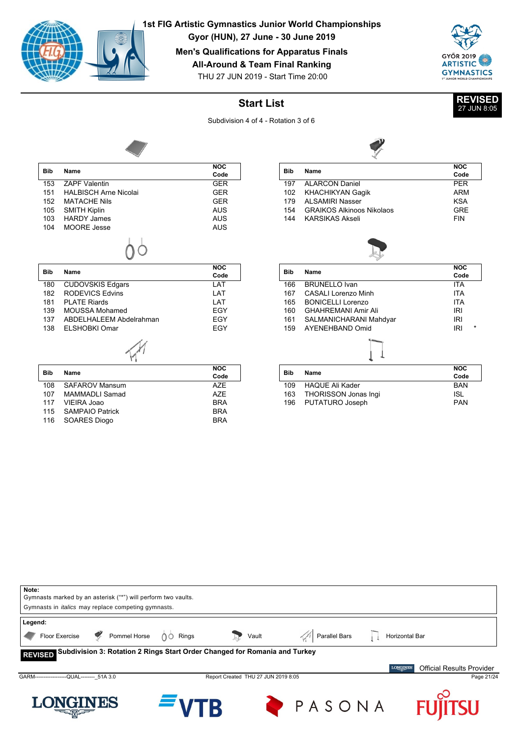# 1st FIG Artistic Gymnastics Junior World Championships

Gyor (HUN), 27 June - 30 June 2019

Men's Qualifications for Apparatus Finals

All-Around & Team Final Ranking

THU 27 JUN 2019 - Start Time 20:00

## Start List

**REVISED** 27 JUN 8:05

Subdivision 4 of 4 - Rotation 3 of 6

### Floor Exercise

| Bib | Name | NOC Code |
|---|---|---|
| 153 | ZAPF Valentin | GER |
| 151 | HALBISCH Arne Nicolai | GER |
| 152 | MATACHE Nils | GER |
| 105 | SMITH Kiplin | AUS |
| 103 | HARDY James | AUS |
| 104 | MOORE Jesse | AUS |

### Pommel Horse

| Bib | Name | NOC Code |
|---|---|---|
| 197 | ALARCON Daniel | PER |
| 102 | KHACHIKYAN Gagik | ARM |
| 179 | ALSAMIRI Nasser | KSA |
| 154 | GRAIKOS Alkinoos Nikolaos | GRE |
| 144 | KARSIKAS Akseli | FIN |

### Rings

| Bib | Name | NOC Code |
|---|---|---|
| 180 | CUDOVSKIS Edgars | LAT |
| 182 | RODEVICS Edvins | LAT |
| 181 | PLATE Riards | LAT |
| 139 | MOUSSA Mohamed | EGY |
| 137 | ABDELHALEEM Abdelrahman | EGY |
| 138 | ELSHOBKI Omar | EGY |

### Vault

| Bib | Name | NOC Code | |
|---|---|---|---|
| 166 | BRUNELLO Ivan | ITA | |
| 167 | CASALI Lorenzo Minh | ITA | |
| 165 | BONICELLI Lorenzo | ITA | |
| 160 | GHAHREMANI Amir Ali | IRI | |
| 161 | SALMANICHARANI Mahdyar | IRI | |
| 159 | AYENEHBAND Omid | IRI | * |

### Parallel Bars

| Bib | Name | NOC Code |
|---|---|---|
| 108 | SAFAROV Mansum | AZE |
| 107 | MAMMADLI Samad | AZE |
| 117 | VIEIRA Joao | BRA |
| 115 | SAMPAIO Patrick | BRA |
| 116 | SOARES Diogo | BRA |

### Horizontal Bar

| Bib | Name | NOC Code |
|---|---|---|
| 109 | HAQUE Ali Kader | BAN |
| 163 | THORISSON Jonas Ingi | ISL |
| 196 | PUTATURO Joseph | PAN |

**Note:**
Gymnasts marked by an asterisk ("*") will perform two vaults.
Gymnasts in *italics* may replace competing gymnasts.

**Legend:**
Floor Exercise, Pommel Horse, Rings, Vault, Parallel Bars, Horizontal Bar

**REVISED** Subdivision 3: Rotation 2 Rings Start Order Changed for Romania and Turkey

Official Results Provider

GARM------------------QUAL--------_51A 3.0 Report Created THU 27 JUN 2019 8:05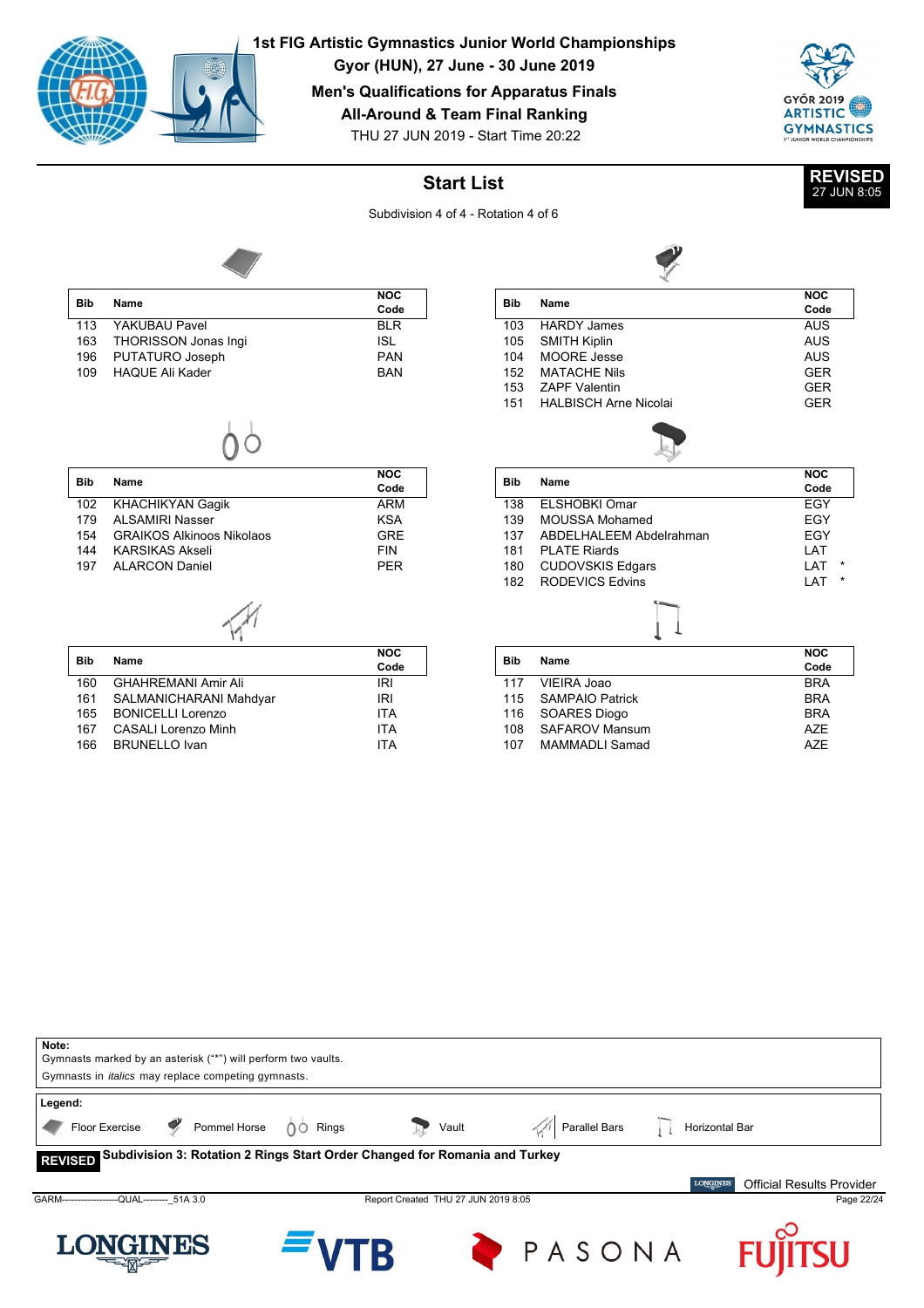# 1st FIG Artistic Gymnastics Junior World Championships

**Gyor (HUN), 27 June - 30 June 2019**

**Men's Qualifications for Apparatus Finals**

**All-Around & Team Final Ranking**

THU 27 JUN 2019 - Start Time 20:22

## Start List

**REVISED** 27 JUN 8:05

Subdivision 4 of 4 - Rotation 4 of 6

### Floor Exercise

| Bib | Name | NOC Code |
|---|---|---|
| 113 | YAKUBAU Pavel | BLR |
| 163 | THORISSON Jonas Ingi | ISL |
| 196 | PUTATURO Joseph | PAN |
| 109 | HAQUE Ali Kader | BAN |

### Pommel Horse

| Bib | Name | NOC Code |
|---|---|---|
| 103 | HARDY James | AUS |
| 105 | SMITH Kiplin | AUS |
| 104 | MOORE Jesse | AUS |
| 152 | MATACHE Nils | GER |
| 153 | ZAPF Valentin | GER |
| 151 | HALBISCH Arne Nicolai | GER |

### Rings

| Bib | Name | NOC Code |
|---|---|---|
| 102 | KHACHIKYAN Gagik | ARM |
| 179 | ALSAMIRI Nasser | KSA |
| 154 | GRAIKOS Alkinoos Nikolaos | GRE |
| 144 | KARSIKAS Akseli | FIN |
| 197 | ALARCON Daniel | PER |

### Vault

| Bib | Name | NOC Code |
|---|---|---|
| 138 | ELSHOBKI Omar | EGY |
| 139 | MOUSSA Mohamed | EGY |
| 137 | ABDELHALEEM Abdelrahman | EGY |
| 181 | PLATE Riards | LAT |
| 180 | CUDOVSKIS Edgars | LAT * |
| 182 | RODEVICS Edvins | LAT * |

### Parallel Bars

| Bib | Name | NOC Code |
|---|---|---|
| 160 | GHAHREMANI Amir Ali | IRI |
| 161 | SALMANICHARANI Mahdyar | IRI |
| 165 | BONICELLI Lorenzo | ITA |
| 167 | CASALI Lorenzo Minh | ITA |
| 166 | BRUNELLO Ivan | ITA |

### Horizontal Bar

| Bib | Name | NOC Code |
|---|---|---|
| 117 | VIEIRA Joao | BRA |
| 115 | SAMPAIO Patrick | BRA |
| 116 | SOARES Diogo | BRA |
| 108 | SAFAROV Mansum | AZE |
| 107 | MAMMADLI Samad | AZE |

**Note:**
Gymnasts marked by an asterisk ("*") will perform two vaults.
Gymnasts in *italics* may replace competing gymnasts.

**Legend:**
Floor Exercise, Pommel Horse, Rings, Vault, Parallel Bars, Horizontal Bar

**REVISED** **Subdivision 3: Rotation 2 Rings Start Order Changed for Romania and Turkey**

Official Results Provider

GARM------------------QUAL--------_51A 3.0 — Report Created THU 27 JUN 2019 8:05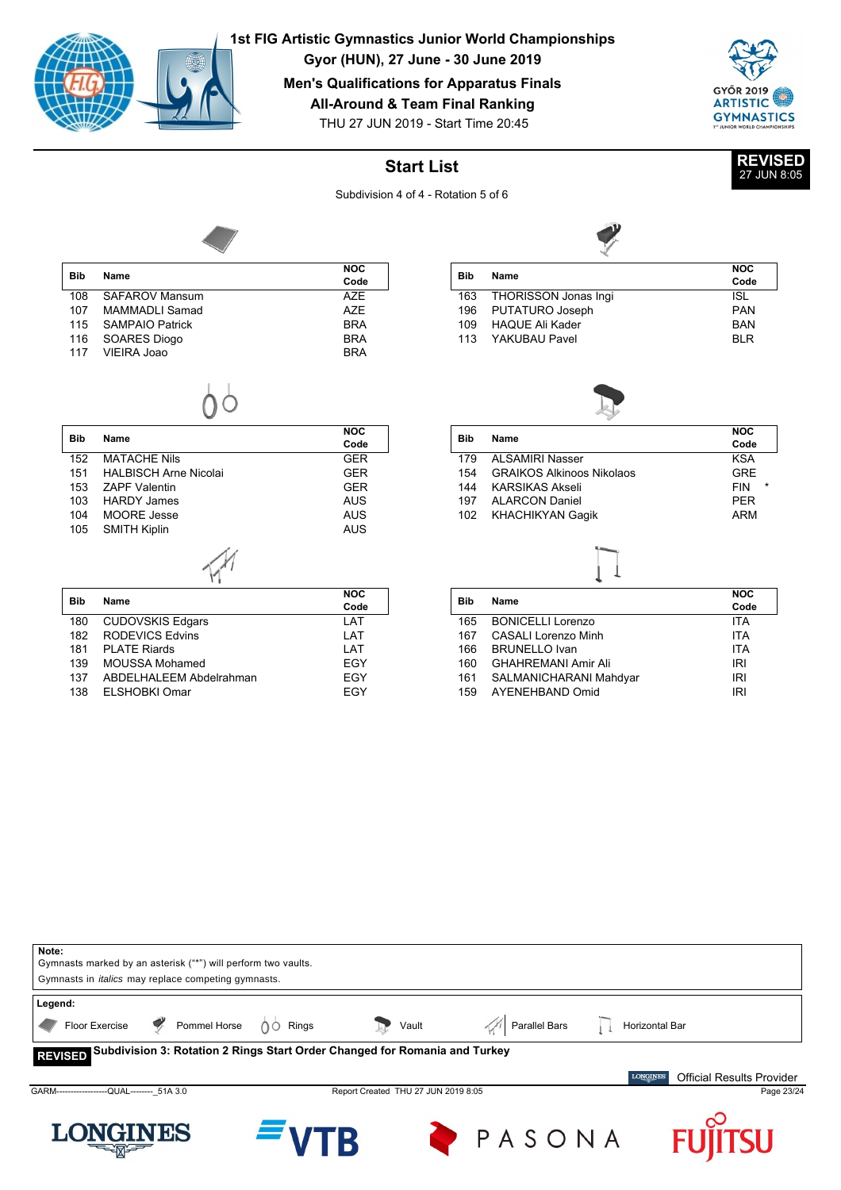# 1st FIG Artistic Gymnastics Junior World Championships

**Gyor (HUN), 27 June - 30 June 2019**

**Men's Qualifications for Apparatus Finals**

**All-Around & Team Final Ranking**

THU 27 JUN 2019 - Start Time 20:45

**REVISED** 27 JUN 8:05

## Start List

Subdivision 4 of 4 - Rotation 5 of 6

### Floor Exercise

| Bib | Name | NOC Code |
|---|---|---|
| 108 | SAFAROV Mansum | AZE |
| 107 | MAMMADLI Samad | AZE |
| 115 | SAMPAIO Patrick | BRA |
| 116 | SOARES Diogo | BRA |
| 117 | VIEIRA Joao | BRA |

### Pommel Horse

| Bib | Name | NOC Code |
|---|---|---|
| 163 | THORISSON Jonas Ingi | ISL |
| 196 | PUTATURO Joseph | PAN |
| 109 | HAQUE Ali Kader | BAN |
| 113 | YAKUBAU Pavel | BLR |

### Rings

| Bib | Name | NOC Code |
|---|---|---|
| 152 | MATACHE Nils | GER |
| 151 | HALBISCH Arne Nicolai | GER |
| 153 | ZAPF Valentin | GER |
| 103 | HARDY James | AUS |
| 104 | MOORE Jesse | AUS |
| 105 | SMITH Kiplin | AUS |

### Vault

| Bib | Name | NOC Code |
|---|---|---|
| 179 | ALSAMIRI Nasser | KSA |
| 154 | GRAIKOS Alkinoos Nikolaos | GRE |
| 144 | KARSIKAS Akseli | FIN * |
| 197 | ALARCON Daniel | PER |
| 102 | KHACHIKYAN Gagik | ARM |

### Parallel Bars

| Bib | Name | NOC Code |
|---|---|---|
| 180 | CUDOVSKIS Edgars | LAT |
| 182 | RODEVICS Edvins | LAT |
| 181 | PLATE Riards | LAT |
| 139 | MOUSSA Mohamed | EGY |
| 137 | ABDELHALEEM Abdelrahman | EGY |
| 138 | ELSHOBKI Omar | EGY |

### Horizontal Bar

| Bib | Name | NOC Code |
|---|---|---|
| 165 | BONICELLI Lorenzo | ITA |
| 167 | CASALI Lorenzo Minh | ITA |
| 166 | BRUNELLO Ivan | ITA |
| 160 | GHAHREMANI Amir Ali | IRI |
| 161 | SALMANICHARANI Mahdyar | IRI |
| 159 | AYENEHBAND Omid | IRI |

**Note:**
Gymnasts marked by an asterisk ("*") will perform two vaults.
Gymnasts in *italics* may replace competing gymnasts.

**Legend:**
Floor Exercise, Pommel Horse, Rings, Vault, Parallel Bars, Horizontal Bar

**REVISED** **Subdivision 3: Rotation 2 Rings Start Order Changed for Romania and Turkey**

Official Results Provider

GARM------------------QUAL--------_51A 3.0 Report Created THU 27 JUN 2019 8:05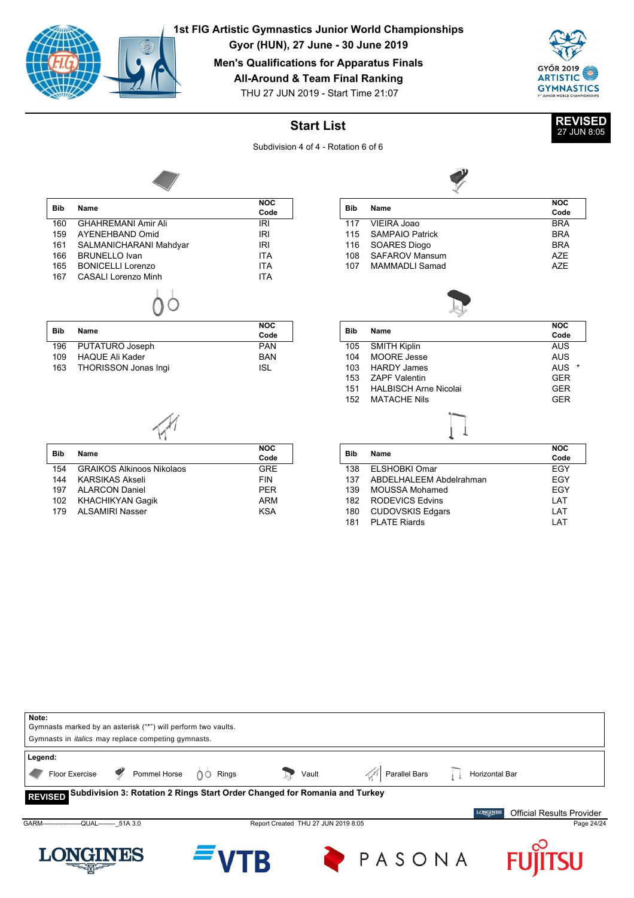# 1st FIG Artistic Gymnastics Junior World Championships

**Gyor (HUN), 27 June - 30 June 2019**

**Men's Qualifications for Apparatus Finals**

**All-Around & Team Final Ranking**

THU 27 JUN 2019 - Start Time 21:07

## Start List

**REVISED** 27 JUN 8:05

Subdivision 4 of 4 - Rotation 6 of 6

### Floor Exercise

| Bib | Name | NOC Code |
|---|---|---|
| 160 | GHAHREMANI Amir Ali | IRI |
| 159 | AYENEHBAND Omid | IRI |
| 161 | SALMANICHARANI Mahdyar | IRI |
| 166 | BRUNELLO Ivan | ITA |
| 165 | BONICELLI Lorenzo | ITA |
| 167 | CASALI Lorenzo Minh | ITA |

### Pommel Horse

| Bib | Name | NOC Code |
|---|---|---|
| 117 | VIEIRA Joao | BRA |
| 115 | SAMPAIO Patrick | BRA |
| 116 | SOARES Diogo | BRA |
| 108 | SAFAROV Mansum | AZE |
| 107 | MAMMADLI Samad | AZE |

### Rings

| Bib | Name | NOC Code |
|---|---|---|
| 196 | PUTATURO Joseph | PAN |
| 109 | HAQUE Ali Kader | BAN |
| 163 | THORISSON Jonas Ingi | ISL |

### Vault

| Bib | Name | NOC Code |
|---|---|---|
| 105 | SMITH Kiplin | AUS |
| 104 | MOORE Jesse | AUS |
| 103 | HARDY James | AUS * |
| 153 | ZAPF Valentin | GER |
| 151 | HALBISCH Arne Nicolai | GER |
| 152 | MATACHE Nils | GER |

### Parallel Bars

| Bib | Name | NOC Code |
|---|---|---|
| 154 | GRAIKOS Alkinoos Nikolaos | GRE |
| 144 | KARSIKAS Akseli | FIN |
| 197 | ALARCON Daniel | PER |
| 102 | KHACHIKYAN Gagik | ARM |
| 179 | ALSAMIRI Nasser | KSA |

### Horizontal Bar

| Bib | Name | NOC Code |
|---|---|---|
| 138 | ELSHOBKI Omar | EGY |
| 137 | ABDELHALEEM Abdelrahman | EGY |
| 139 | MOUSSA Mohamed | EGY |
| 182 | RODEVICS Edvins | LAT |
| 180 | CUDOVSKIS Edgars | LAT |
| 181 | PLATE Riards | LAT |

**Note:**
Gymnasts marked by an asterisk ("*") will perform two vaults.
Gymnasts in *italics* may replace competing gymnasts.

**Legend:**
Floor Exercise | Pommel Horse | Rings | Vault | Parallel Bars | Horizontal Bar

**REVISED** **Subdivision 3: Rotation 2 Rings Start Order Changed for Romania and Turkey**

Official Results Provider

GARM------------------QUAL--------_51A 3.0 | Report Created THU 27 JUN 2019 8:05